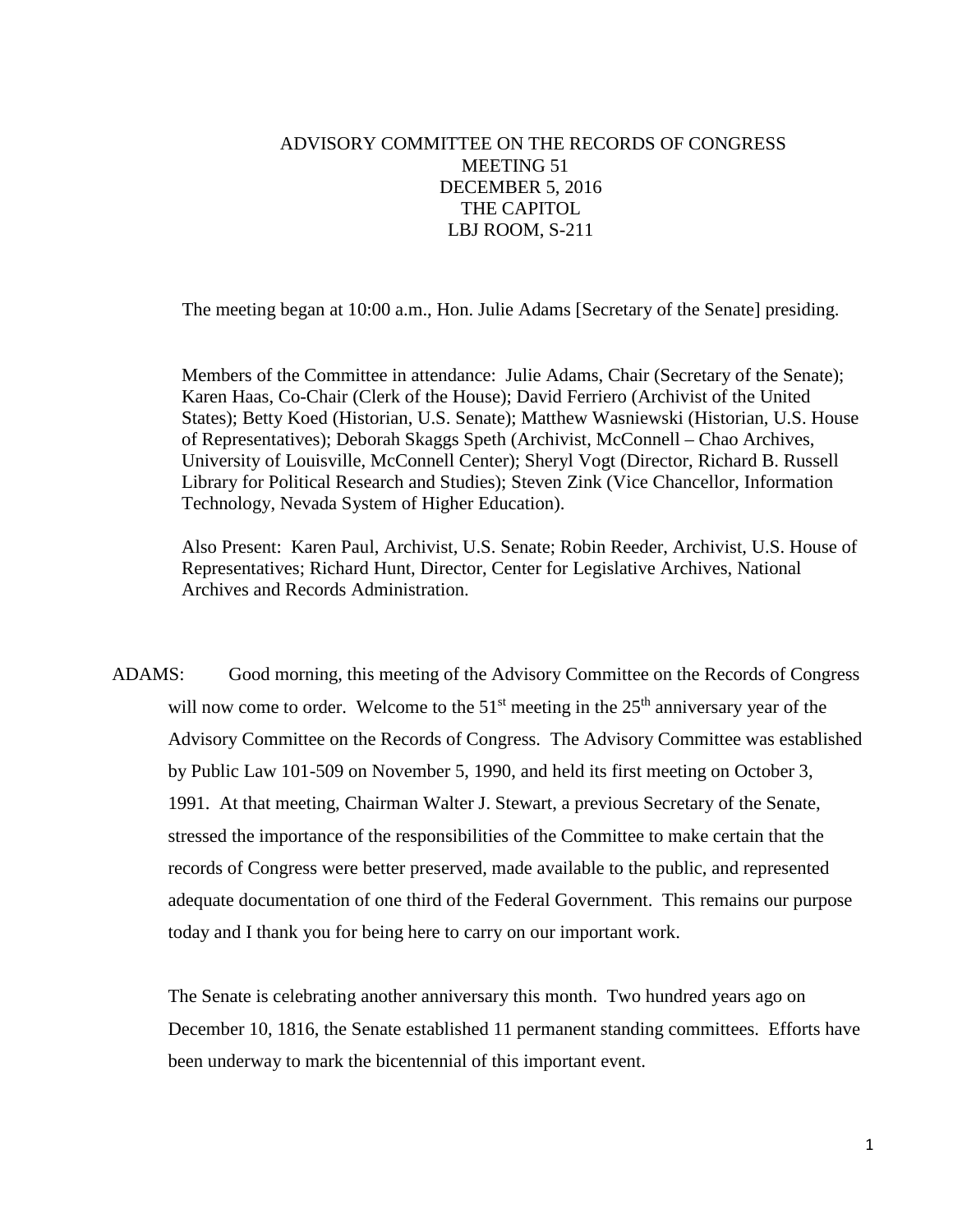# ADVISORY COMMITTEE ON THE RECORDS OF CONGRESS
## MEETING 51
## DECEMBER 5, 2016
## THE CAPITOL
## LBJ ROOM, S-211

The meeting began at 10:00 a.m., Hon. Julie Adams [Secretary of the Senate] presiding.

Members of the Committee in attendance: Julie Adams, Chair (Secretary of the Senate); Karen Haas, Co-Chair (Clerk of the House); David Ferriero (Archivist of the United States); Betty Koed (Historian, U.S. Senate); Matthew Wasniewski (Historian, U.S. House of Representatives); Deborah Skaggs Speth (Archivist, McConnell – Chao Archives, University of Louisville, McConnell Center); Sheryl Vogt (Director, Richard B. Russell Library for Political Research and Studies); Steven Zink (Vice Chancellor, Information Technology, Nevada System of Higher Education).

Also Present: Karen Paul, Archivist, U.S. Senate; Robin Reeder, Archivist, U.S. House of Representatives; Richard Hunt, Director, Center for Legislative Archives, National Archives and Records Administration.

ADAMS: Good morning, this meeting of the Advisory Committee on the Records of Congress will now come to order. Welcome to the 51st meeting in the 25th anniversary year of the Advisory Committee on the Records of Congress. The Advisory Committee was established by Public Law 101-509 on November 5, 1990, and held its first meeting on October 3, 1991. At that meeting, Chairman Walter J. Stewart, a previous Secretary of the Senate, stressed the importance of the responsibilities of the Committee to make certain that the records of Congress were better preserved, made available to the public, and represented adequate documentation of one third of the Federal Government. This remains our purpose today and I thank you for being here to carry on our important work.

The Senate is celebrating another anniversary this month. Two hundred years ago on December 10, 1816, the Senate established 11 permanent standing committees. Efforts have been underway to mark the bicentennial of this important event.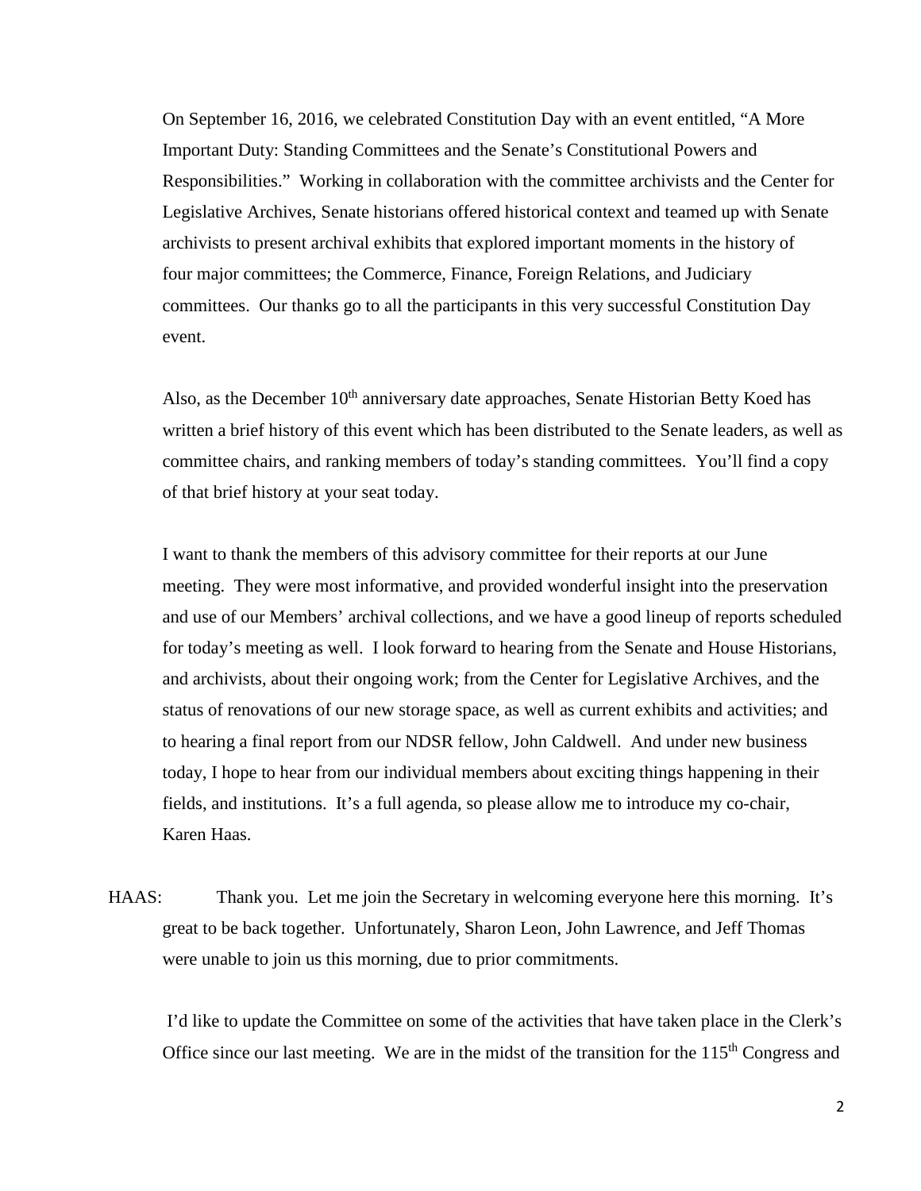On September 16, 2016, we celebrated Constitution Day with an event entitled, "A More Important Duty: Standing Committees and the Senate's Constitutional Powers and Responsibilities." Working in collaboration with the committee archivists and the Center for Legislative Archives, Senate historians offered historical context and teamed up with Senate archivists to present archival exhibits that explored important moments in the history of four major committees; the Commerce, Finance, Foreign Relations, and Judiciary committees. Our thanks go to all the participants in this very successful Constitution Day event.

Also, as the December 10th anniversary date approaches, Senate Historian Betty Koed has written a brief history of this event which has been distributed to the Senate leaders, as well as committee chairs, and ranking members of today's standing committees. You'll find a copy of that brief history at your seat today.

I want to thank the members of this advisory committee for their reports at our June meeting. They were most informative, and provided wonderful insight into the preservation and use of our Members' archival collections, and we have a good lineup of reports scheduled for today's meeting as well. I look forward to hearing from the Senate and House Historians, and archivists, about their ongoing work; from the Center for Legislative Archives, and the status of renovations of our new storage space, as well as current exhibits and activities; and to hearing a final report from our NDSR fellow, John Caldwell. And under new business today, I hope to hear from our individual members about exciting things happening in their fields, and institutions. It's a full agenda, so please allow me to introduce my co-chair, Karen Haas.

HAAS: Thank you. Let me join the Secretary in welcoming everyone here this morning. It's great to be back together. Unfortunately, Sharon Leon, John Lawrence, and Jeff Thomas were unable to join us this morning, due to prior commitments.

I'd like to update the Committee on some of the activities that have taken place in the Clerk's Office since our last meeting. We are in the midst of the transition for the 115th Congress and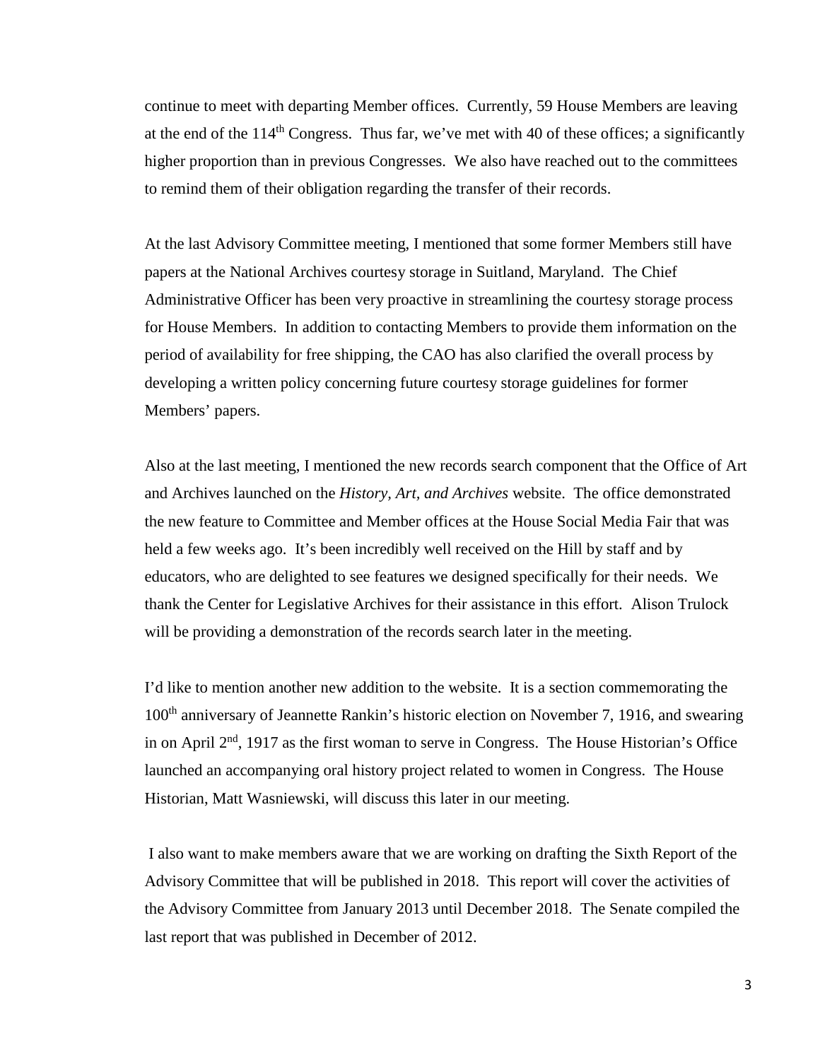continue to meet with departing Member offices. Currently, 59 House Members are leaving at the end of the 114th Congress. Thus far, we've met with 40 of these offices; a significantly higher proportion than in previous Congresses. We also have reached out to the committees to remind them of their obligation regarding the transfer of their records.

At the last Advisory Committee meeting, I mentioned that some former Members still have papers at the National Archives courtesy storage in Suitland, Maryland. The Chief Administrative Officer has been very proactive in streamlining the courtesy storage process for House Members. In addition to contacting Members to provide them information on the period of availability for free shipping, the CAO has also clarified the overall process by developing a written policy concerning future courtesy storage guidelines for former Members' papers.

Also at the last meeting, I mentioned the new records search component that the Office of Art and Archives launched on the *History, Art, and Archives* website. The office demonstrated the new feature to Committee and Member offices at the House Social Media Fair that was held a few weeks ago. It's been incredibly well received on the Hill by staff and by educators, who are delighted to see features we designed specifically for their needs. We thank the Center for Legislative Archives for their assistance in this effort. Alison Trulock will be providing a demonstration of the records search later in the meeting.

I'd like to mention another new addition to the website. It is a section commemorating the 100th anniversary of Jeannette Rankin's historic election on November 7, 1916, and swearing in on April 2nd, 1917 as the first woman to serve in Congress. The House Historian's Office launched an accompanying oral history project related to women in Congress. The House Historian, Matt Wasniewski, will discuss this later in our meeting.

I also want to make members aware that we are working on drafting the Sixth Report of the Advisory Committee that will be published in 2018. This report will cover the activities of the Advisory Committee from January 2013 until December 2018. The Senate compiled the last report that was published in December of 2012.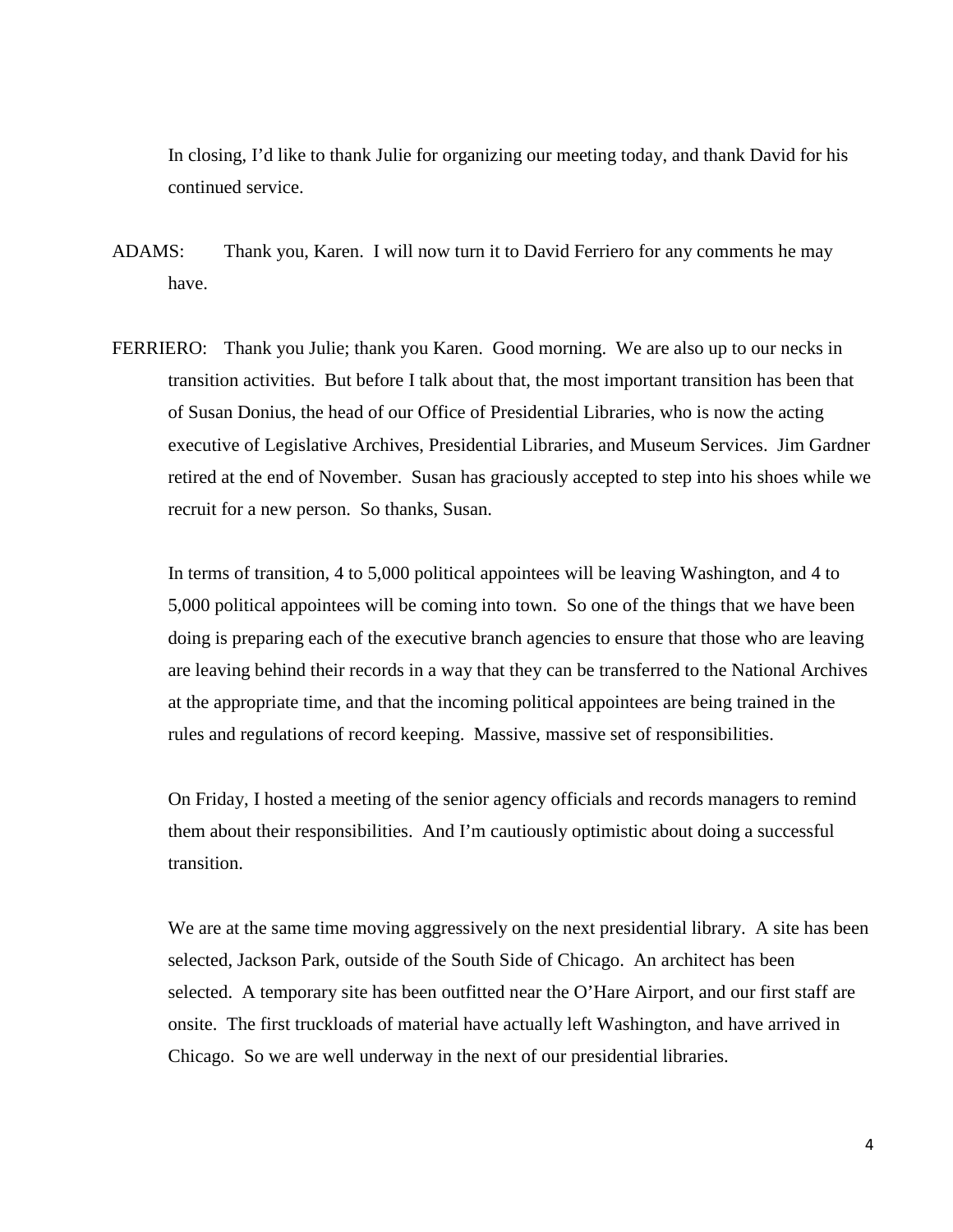In closing, I'd like to thank Julie for organizing our meeting today, and thank David for his continued service.

ADAMS: Thank you, Karen. I will now turn it to David Ferriero for any comments he may have.

FERRIERO: Thank you Julie; thank you Karen. Good morning. We are also up to our necks in transition activities. But before I talk about that, the most important transition has been that of Susan Donius, the head of our Office of Presidential Libraries, who is now the acting executive of Legislative Archives, Presidential Libraries, and Museum Services. Jim Gardner retired at the end of November. Susan has graciously accepted to step into his shoes while we recruit for a new person. So thanks, Susan.

In terms of transition, 4 to 5,000 political appointees will be leaving Washington, and 4 to 5,000 political appointees will be coming into town. So one of the things that we have been doing is preparing each of the executive branch agencies to ensure that those who are leaving are leaving behind their records in a way that they can be transferred to the National Archives at the appropriate time, and that the incoming political appointees are being trained in the rules and regulations of record keeping. Massive, massive set of responsibilities.

On Friday, I hosted a meeting of the senior agency officials and records managers to remind them about their responsibilities. And I'm cautiously optimistic about doing a successful transition.

We are at the same time moving aggressively on the next presidential library. A site has been selected, Jackson Park, outside of the South Side of Chicago. An architect has been selected. A temporary site has been outfitted near the O'Hare Airport, and our first staff are onsite. The first truckloads of material have actually left Washington, and have arrived in Chicago. So we are well underway in the next of our presidential libraries.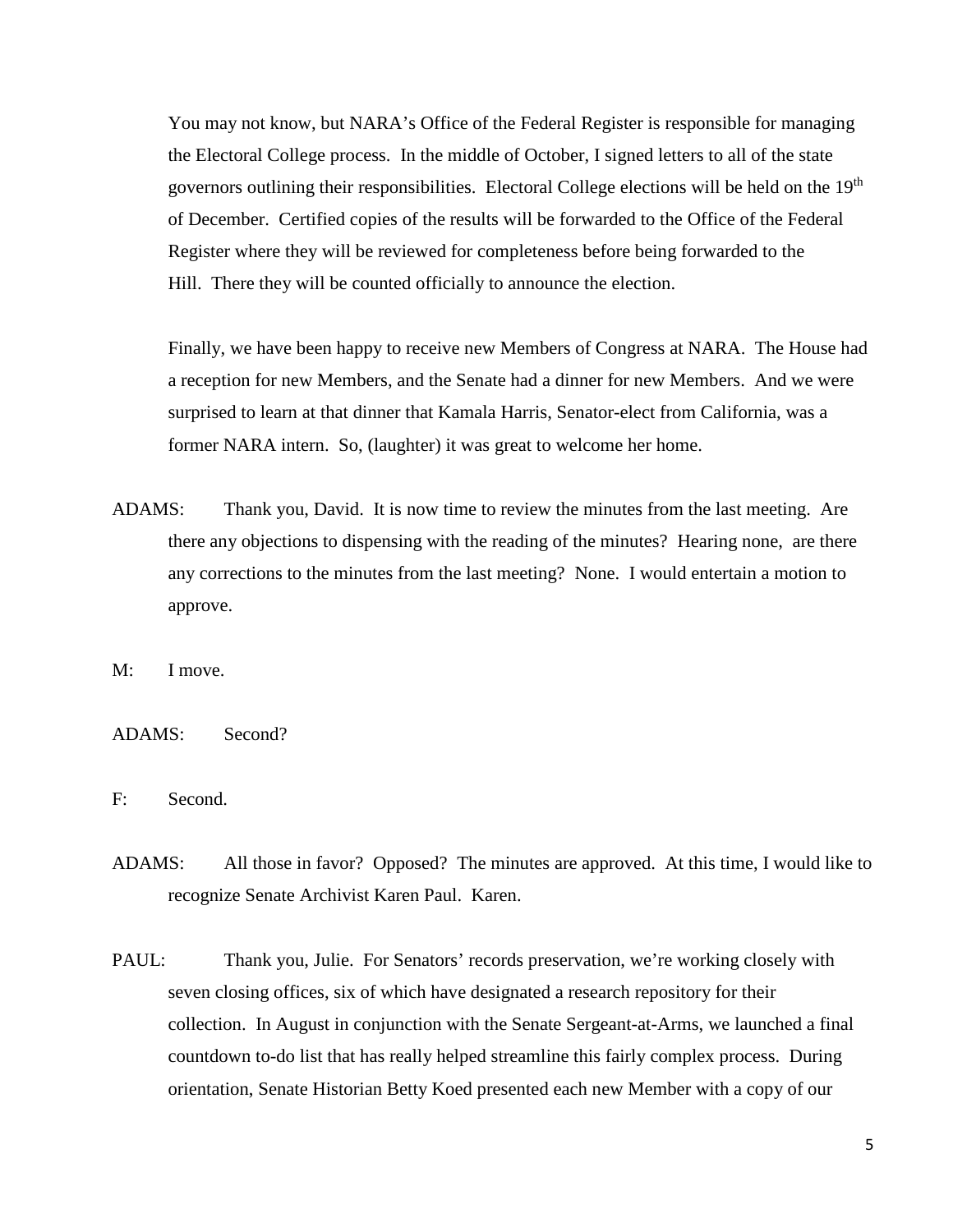You may not know, but NARA's Office of the Federal Register is responsible for managing the Electoral College process. In the middle of October, I signed letters to all of the state governors outlining their responsibilities. Electoral College elections will be held on the 19th of December. Certified copies of the results will be forwarded to the Office of the Federal Register where they will be reviewed for completeness before being forwarded to the Hill. There they will be counted officially to announce the election.

Finally, we have been happy to receive new Members of Congress at NARA. The House had a reception for new Members, and the Senate had a dinner for new Members. And we were surprised to learn at that dinner that Kamala Harris, Senator-elect from California, was a former NARA intern. So, (laughter) it was great to welcome her home.

ADAMS: Thank you, David. It is now time to review the minutes from the last meeting. Are there any objections to dispensing with the reading of the minutes? Hearing none, are there any corrections to the minutes from the last meeting? None. I would entertain a motion to approve.

M: I move.

ADAMS: Second?

F: Second.

ADAMS: All those in favor? Opposed? The minutes are approved. At this time, I would like to recognize Senate Archivist Karen Paul. Karen.

PAUL: Thank you, Julie. For Senators' records preservation, we're working closely with seven closing offices, six of which have designated a research repository for their collection. In August in conjunction with the Senate Sergeant-at-Arms, we launched a final countdown to-do list that has really helped streamline this fairly complex process. During orientation, Senate Historian Betty Koed presented each new Member with a copy of our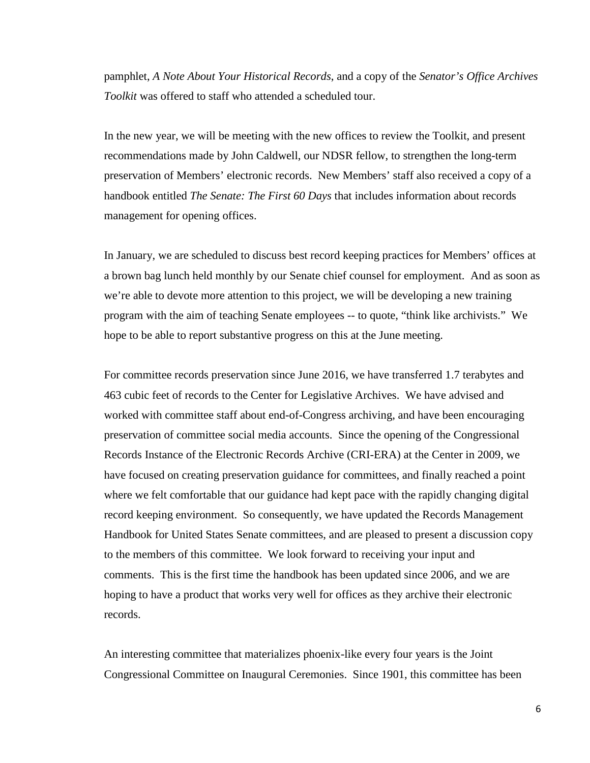pamphlet, *A Note About Your Historical Records*, and a copy of the *Senator's Office Archives Toolkit* was offered to staff who attended a scheduled tour.

In the new year, we will be meeting with the new offices to review the Toolkit, and present recommendations made by John Caldwell, our NDSR fellow, to strengthen the long-term preservation of Members' electronic records. New Members' staff also received a copy of a handbook entitled *The Senate: The First 60 Days* that includes information about records management for opening offices.

In January, we are scheduled to discuss best record keeping practices for Members' offices at a brown bag lunch held monthly by our Senate chief counsel for employment. And as soon as we're able to devote more attention to this project, we will be developing a new training program with the aim of teaching Senate employees -- to quote, "think like archivists." We hope to be able to report substantive progress on this at the June meeting.

For committee records preservation since June 2016, we have transferred 1.7 terabytes and 463 cubic feet of records to the Center for Legislative Archives. We have advised and worked with committee staff about end-of-Congress archiving, and have been encouraging preservation of committee social media accounts. Since the opening of the Congressional Records Instance of the Electronic Records Archive (CRI-ERA) at the Center in 2009, we have focused on creating preservation guidance for committees, and finally reached a point where we felt comfortable that our guidance had kept pace with the rapidly changing digital record keeping environment. So consequently, we have updated the Records Management Handbook for United States Senate committees, and are pleased to present a discussion copy to the members of this committee. We look forward to receiving your input and comments. This is the first time the handbook has been updated since 2006, and we are hoping to have a product that works very well for offices as they archive their electronic records.

An interesting committee that materializes phoenix-like every four years is the Joint Congressional Committee on Inaugural Ceremonies. Since 1901, this committee has been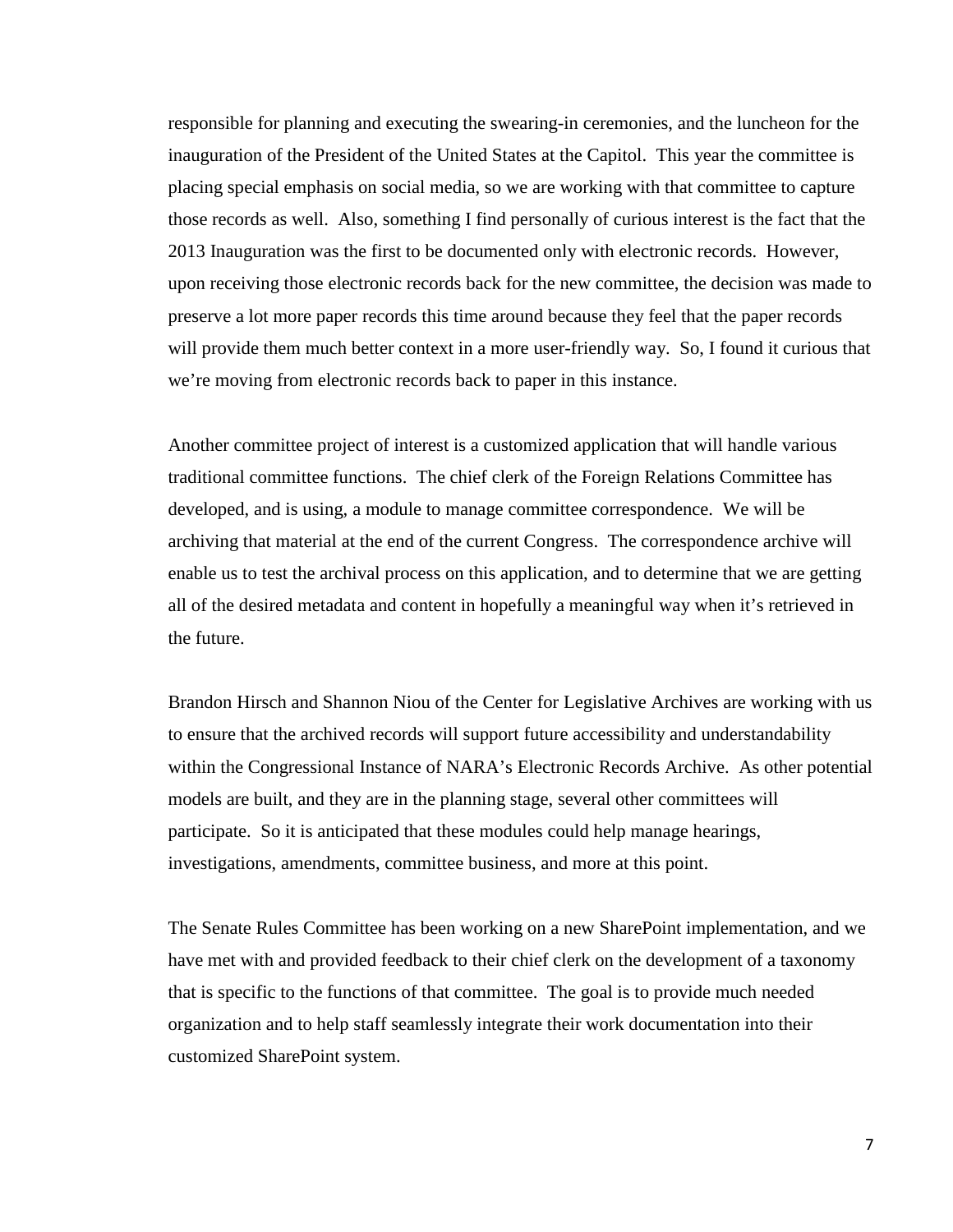responsible for planning and executing the swearing-in ceremonies, and the luncheon for the inauguration of the President of the United States at the Capitol. This year the committee is placing special emphasis on social media, so we are working with that committee to capture those records as well. Also, something I find personally of curious interest is the fact that the 2013 Inauguration was the first to be documented only with electronic records. However, upon receiving those electronic records back for the new committee, the decision was made to preserve a lot more paper records this time around because they feel that the paper records will provide them much better context in a more user-friendly way. So, I found it curious that we're moving from electronic records back to paper in this instance.

Another committee project of interest is a customized application that will handle various traditional committee functions. The chief clerk of the Foreign Relations Committee has developed, and is using, a module to manage committee correspondence. We will be archiving that material at the end of the current Congress. The correspondence archive will enable us to test the archival process on this application, and to determine that we are getting all of the desired metadata and content in hopefully a meaningful way when it's retrieved in the future.

Brandon Hirsch and Shannon Niou of the Center for Legislative Archives are working with us to ensure that the archived records will support future accessibility and understandability within the Congressional Instance of NARA's Electronic Records Archive. As other potential models are built, and they are in the planning stage, several other committees will participate. So it is anticipated that these modules could help manage hearings, investigations, amendments, committee business, and more at this point.

The Senate Rules Committee has been working on a new SharePoint implementation, and we have met with and provided feedback to their chief clerk on the development of a taxonomy that is specific to the functions of that committee. The goal is to provide much needed organization and to help staff seamlessly integrate their work documentation into their customized SharePoint system.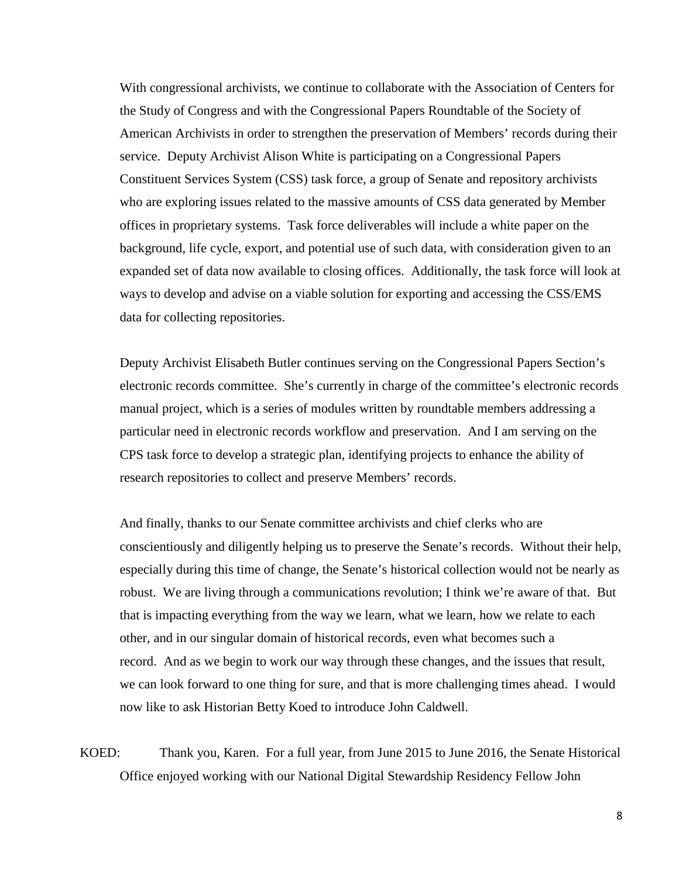With congressional archivists, we continue to collaborate with the Association of Centers for the Study of Congress and with the Congressional Papers Roundtable of the Society of American Archivists in order to strengthen the preservation of Members' records during their service. Deputy Archivist Alison White is participating on a Congressional Papers Constituent Services System (CSS) task force, a group of Senate and repository archivists who are exploring issues related to the massive amounts of CSS data generated by Member offices in proprietary systems. Task force deliverables will include a white paper on the background, life cycle, export, and potential use of such data, with consideration given to an expanded set of data now available to closing offices. Additionally, the task force will look at ways to develop and advise on a viable solution for exporting and accessing the CSS/EMS data for collecting repositories.

Deputy Archivist Elisabeth Butler continues serving on the Congressional Papers Section's electronic records committee. She's currently in charge of the committee's electronic records manual project, which is a series of modules written by roundtable members addressing a particular need in electronic records workflow and preservation. And I am serving on the CPS task force to develop a strategic plan, identifying projects to enhance the ability of research repositories to collect and preserve Members' records.

And finally, thanks to our Senate committee archivists and chief clerks who are conscientiously and diligently helping us to preserve the Senate's records. Without their help, especially during this time of change, the Senate's historical collection would not be nearly as robust. We are living through a communications revolution; I think we're aware of that. But that is impacting everything from the way we learn, what we learn, how we relate to each other, and in our singular domain of historical records, even what becomes such a record. And as we begin to work our way through these changes, and the issues that result, we can look forward to one thing for sure, and that is more challenging times ahead. I would now like to ask Historian Betty Koed to introduce John Caldwell.

KOED: Thank you, Karen. For a full year, from June 2015 to June 2016, the Senate Historical Office enjoyed working with our National Digital Stewardship Residency Fellow John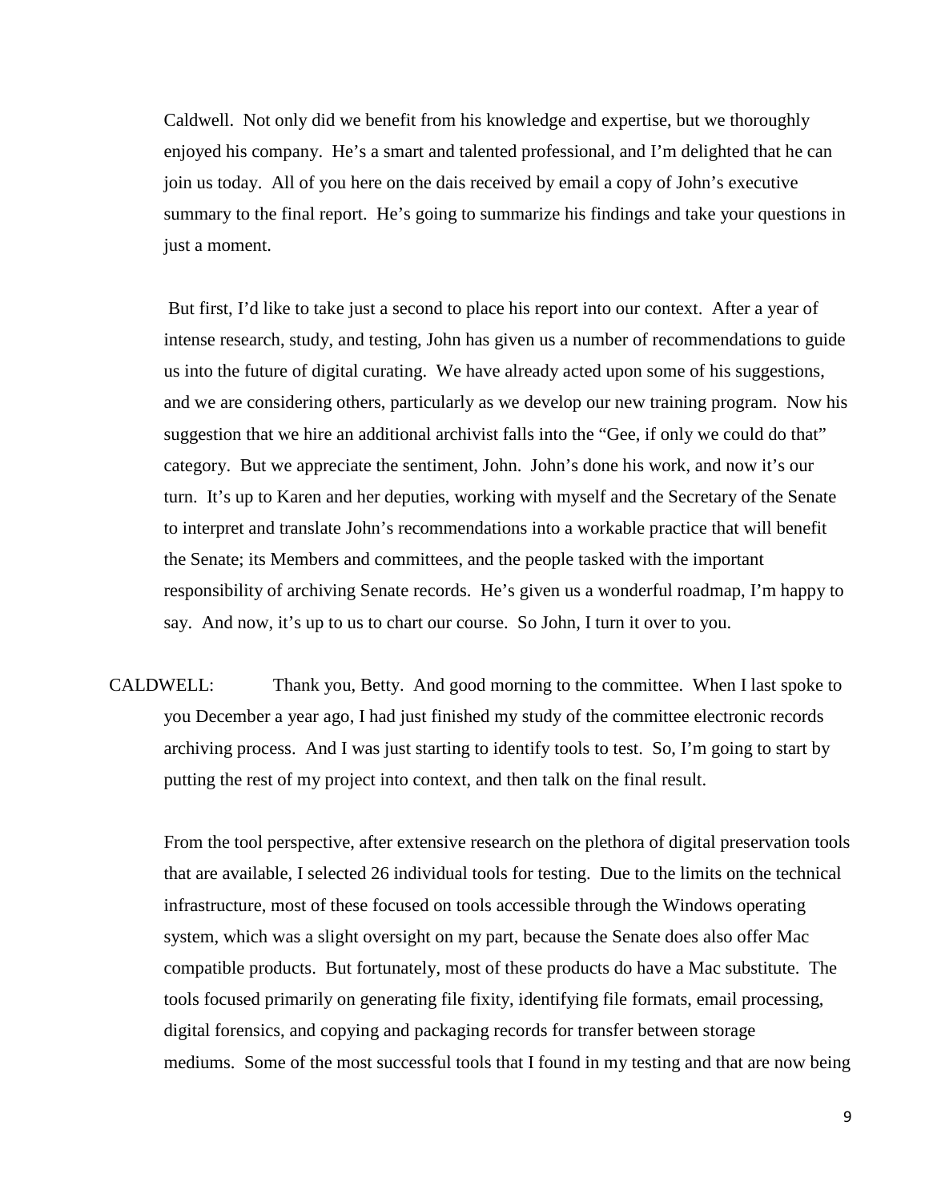Caldwell. Not only did we benefit from his knowledge and expertise, but we thoroughly enjoyed his company. He's a smart and talented professional, and I'm delighted that he can join us today. All of you here on the dais received by email a copy of John's executive summary to the final report. He's going to summarize his findings and take your questions in just a moment.

But first, I'd like to take just a second to place his report into our context. After a year of intense research, study, and testing, John has given us a number of recommendations to guide us into the future of digital curating. We have already acted upon some of his suggestions, and we are considering others, particularly as we develop our new training program. Now his suggestion that we hire an additional archivist falls into the "Gee, if only we could do that" category. But we appreciate the sentiment, John. John's done his work, and now it's our turn. It's up to Karen and her deputies, working with myself and the Secretary of the Senate to interpret and translate John's recommendations into a workable practice that will benefit the Senate; its Members and committees, and the people tasked with the important responsibility of archiving Senate records. He's given us a wonderful roadmap, I'm happy to say. And now, it's up to us to chart our course. So John, I turn it over to you.

CALDWELL: Thank you, Betty. And good morning to the committee. When I last spoke to you December a year ago, I had just finished my study of the committee electronic records archiving process. And I was just starting to identify tools to test. So, I'm going to start by putting the rest of my project into context, and then talk on the final result.

From the tool perspective, after extensive research on the plethora of digital preservation tools that are available, I selected 26 individual tools for testing. Due to the limits on the technical infrastructure, most of these focused on tools accessible through the Windows operating system, which was a slight oversight on my part, because the Senate does also offer Mac compatible products. But fortunately, most of these products do have a Mac substitute. The tools focused primarily on generating file fixity, identifying file formats, email processing, digital forensics, and copying and packaging records for transfer between storage mediums. Some of the most successful tools that I found in my testing and that are now being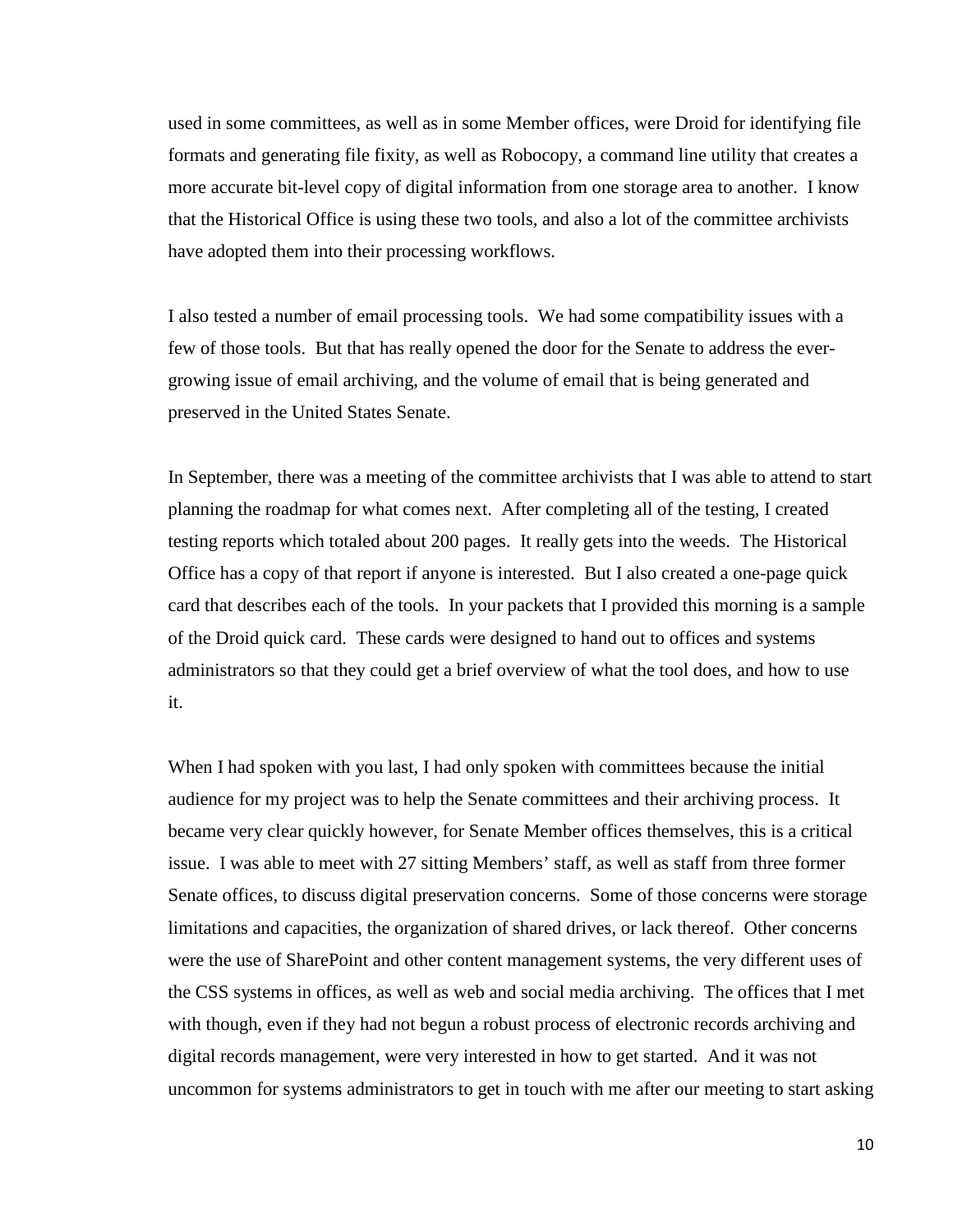used in some committees, as well as in some Member offices, were Droid for identifying file formats and generating file fixity, as well as Robocopy, a command line utility that creates a more accurate bit-level copy of digital information from one storage area to another. I know that the Historical Office is using these two tools, and also a lot of the committee archivists have adopted them into their processing workflows.

I also tested a number of email processing tools. We had some compatibility issues with a few of those tools. But that has really opened the door for the Senate to address the ever-growing issue of email archiving, and the volume of email that is being generated and preserved in the United States Senate.

In September, there was a meeting of the committee archivists that I was able to attend to start planning the roadmap for what comes next. After completing all of the testing, I created testing reports which totaled about 200 pages. It really gets into the weeds. The Historical Office has a copy of that report if anyone is interested. But I also created a one-page quick card that describes each of the tools. In your packets that I provided this morning is a sample of the Droid quick card. These cards were designed to hand out to offices and systems administrators so that they could get a brief overview of what the tool does, and how to use it.

When I had spoken with you last, I had only spoken with committees because the initial audience for my project was to help the Senate committees and their archiving process. It became very clear quickly however, for Senate Member offices themselves, this is a critical issue. I was able to meet with 27 sitting Members' staff, as well as staff from three former Senate offices, to discuss digital preservation concerns. Some of those concerns were storage limitations and capacities, the organization of shared drives, or lack thereof. Other concerns were the use of SharePoint and other content management systems, the very different uses of the CSS systems in offices, as well as web and social media archiving. The offices that I met with though, even if they had not begun a robust process of electronic records archiving and digital records management, were very interested in how to get started. And it was not uncommon for systems administrators to get in touch with me after our meeting to start asking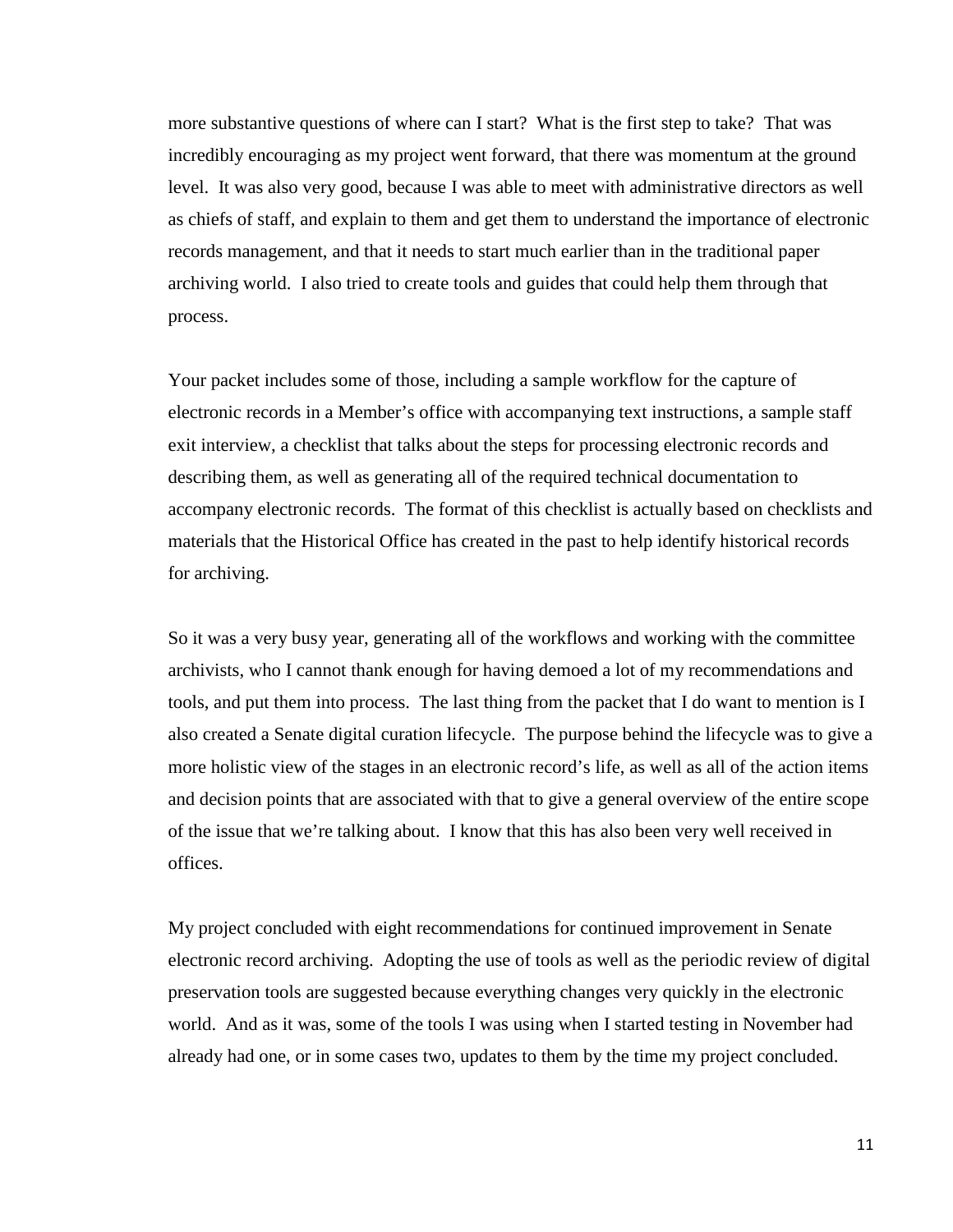more substantive questions of where can I start? What is the first step to take? That was incredibly encouraging as my project went forward, that there was momentum at the ground level. It was also very good, because I was able to meet with administrative directors as well as chiefs of staff, and explain to them and get them to understand the importance of electronic records management, and that it needs to start much earlier than in the traditional paper archiving world. I also tried to create tools and guides that could help them through that process.

Your packet includes some of those, including a sample workflow for the capture of electronic records in a Member's office with accompanying text instructions, a sample staff exit interview, a checklist that talks about the steps for processing electronic records and describing them, as well as generating all of the required technical documentation to accompany electronic records. The format of this checklist is actually based on checklists and materials that the Historical Office has created in the past to help identify historical records for archiving.

So it was a very busy year, generating all of the workflows and working with the committee archivists, who I cannot thank enough for having demoed a lot of my recommendations and tools, and put them into process. The last thing from the packet that I do want to mention is I also created a Senate digital curation lifecycle. The purpose behind the lifecycle was to give a more holistic view of the stages in an electronic record's life, as well as all of the action items and decision points that are associated with that to give a general overview of the entire scope of the issue that we're talking about. I know that this has also been very well received in offices.

My project concluded with eight recommendations for continued improvement in Senate electronic record archiving. Adopting the use of tools as well as the periodic review of digital preservation tools are suggested because everything changes very quickly in the electronic world. And as it was, some of the tools I was using when I started testing in November had already had one, or in some cases two, updates to them by the time my project concluded.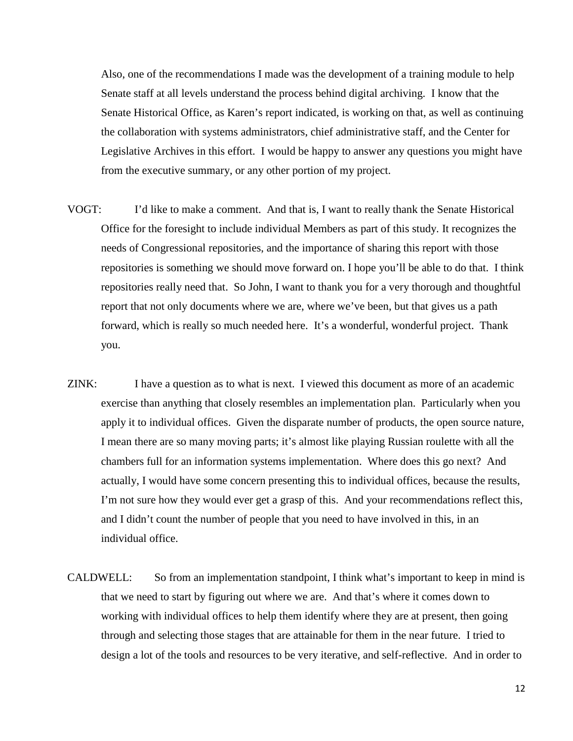Also, one of the recommendations I made was the development of a training module to help Senate staff at all levels understand the process behind digital archiving. I know that the Senate Historical Office, as Karen's report indicated, is working on that, as well as continuing the collaboration with systems administrators, chief administrative staff, and the Center for Legislative Archives in this effort. I would be happy to answer any questions you might have from the executive summary, or any other portion of my project.

VOGT: I'd like to make a comment. And that is, I want to really thank the Senate Historical Office for the foresight to include individual Members as part of this study. It recognizes the needs of Congressional repositories, and the importance of sharing this report with those repositories is something we should move forward on. I hope you'll be able to do that. I think repositories really need that. So John, I want to thank you for a very thorough and thoughtful report that not only documents where we are, where we've been, but that gives us a path forward, which is really so much needed here. It's a wonderful, wonderful project. Thank you.

ZINK: I have a question as to what is next. I viewed this document as more of an academic exercise than anything that closely resembles an implementation plan. Particularly when you apply it to individual offices. Given the disparate number of products, the open source nature, I mean there are so many moving parts; it's almost like playing Russian roulette with all the chambers full for an information systems implementation. Where does this go next? And actually, I would have some concern presenting this to individual offices, because the results, I'm not sure how they would ever get a grasp of this. And your recommendations reflect this, and I didn't count the number of people that you need to have involved in this, in an individual office.

CALDWELL: So from an implementation standpoint, I think what's important to keep in mind is that we need to start by figuring out where we are. And that's where it comes down to working with individual offices to help them identify where they are at present, then going through and selecting those stages that are attainable for them in the near future. I tried to design a lot of the tools and resources to be very iterative, and self-reflective. And in order to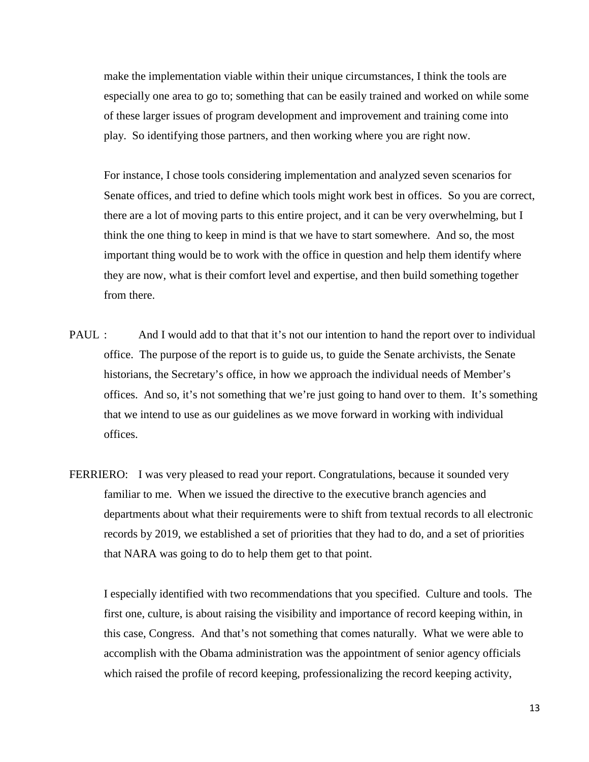make the implementation viable within their unique circumstances, I think the tools are especially one area to go to; something that can be easily trained and worked on while some of these larger issues of program development and improvement and training come into play. So identifying those partners, and then working where you are right now.

For instance, I chose tools considering implementation and analyzed seven scenarios for Senate offices, and tried to define which tools might work best in offices. So you are correct, there are a lot of moving parts to this entire project, and it can be very overwhelming, but I think the one thing to keep in mind is that we have to start somewhere. And so, the most important thing would be to work with the office in question and help them identify where they are now, what is their comfort level and expertise, and then build something together from there.

PAUL : And I would add to that that it's not our intention to hand the report over to individual office. The purpose of the report is to guide us, to guide the Senate archivists, the Senate historians, the Secretary's office, in how we approach the individual needs of Member's offices. And so, it's not something that we're just going to hand over to them. It's something that we intend to use as our guidelines as we move forward in working with individual offices.

FERRIERO: I was very pleased to read your report. Congratulations, because it sounded very familiar to me. When we issued the directive to the executive branch agencies and departments about what their requirements were to shift from textual records to all electronic records by 2019, we established a set of priorities that they had to do, and a set of priorities that NARA was going to do to help them get to that point.

I especially identified with two recommendations that you specified. Culture and tools. The first one, culture, is about raising the visibility and importance of record keeping within, in this case, Congress. And that's not something that comes naturally. What we were able to accomplish with the Obama administration was the appointment of senior agency officials which raised the profile of record keeping, professionalizing the record keeping activity,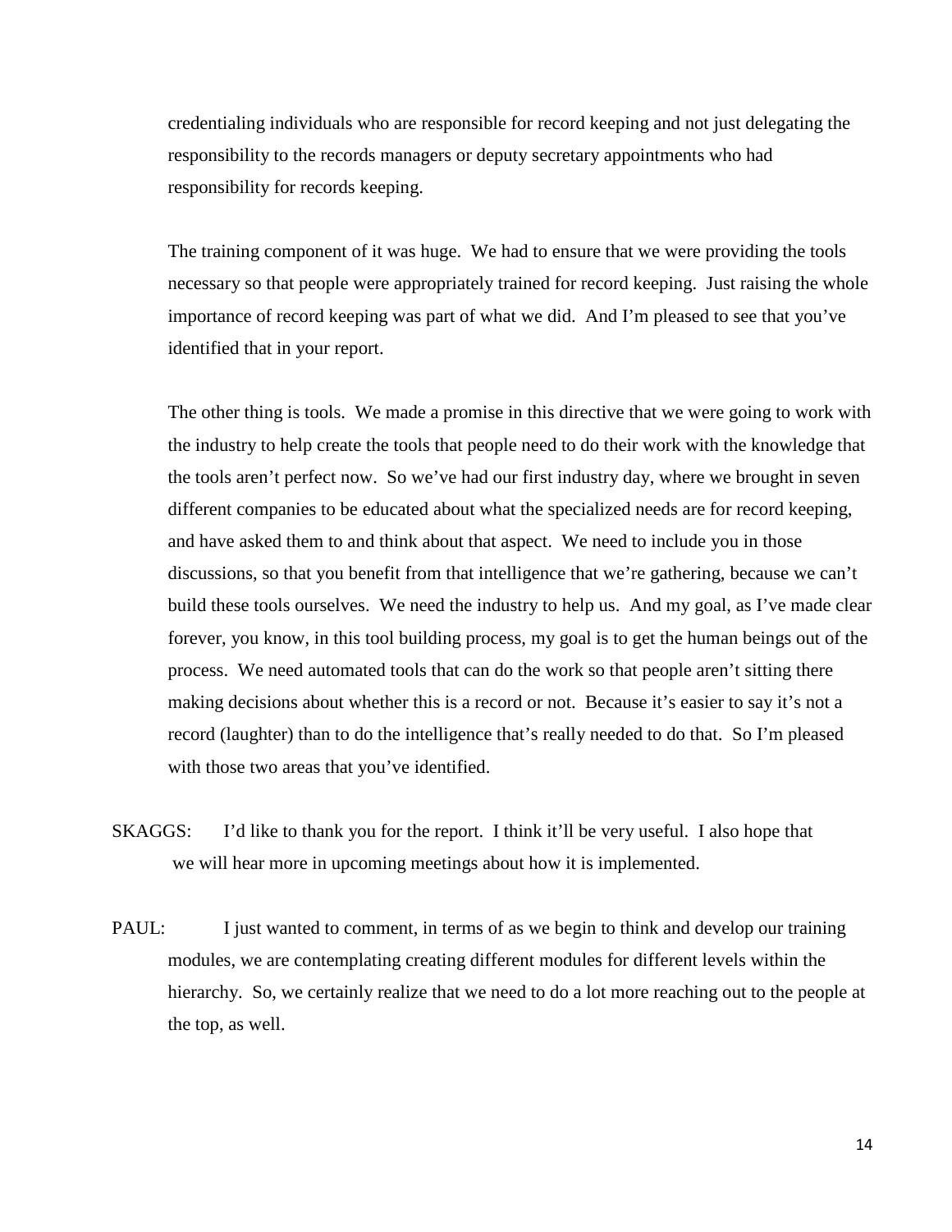credentialing individuals who are responsible for record keeping and not just delegating the responsibility to the records managers or deputy secretary appointments who had responsibility for records keeping.

The training component of it was huge. We had to ensure that we were providing the tools necessary so that people were appropriately trained for record keeping. Just raising the whole importance of record keeping was part of what we did. And I'm pleased to see that you've identified that in your report.

The other thing is tools. We made a promise in this directive that we were going to work with the industry to help create the tools that people need to do their work with the knowledge that the tools aren't perfect now. So we've had our first industry day, where we brought in seven different companies to be educated about what the specialized needs are for record keeping, and have asked them to and think about that aspect. We need to include you in those discussions, so that you benefit from that intelligence that we're gathering, because we can't build these tools ourselves. We need the industry to help us. And my goal, as I've made clear forever, you know, in this tool building process, my goal is to get the human beings out of the process. We need automated tools that can do the work so that people aren't sitting there making decisions about whether this is a record or not. Because it's easier to say it's not a record (laughter) than to do the intelligence that's really needed to do that. So I'm pleased with those two areas that you've identified.

SKAGGS: I'd like to thank you for the report. I think it'll be very useful. I also hope that we will hear more in upcoming meetings about how it is implemented.

PAUL: I just wanted to comment, in terms of as we begin to think and develop our training modules, we are contemplating creating different modules for different levels within the hierarchy. So, we certainly realize that we need to do a lot more reaching out to the people at the top, as well.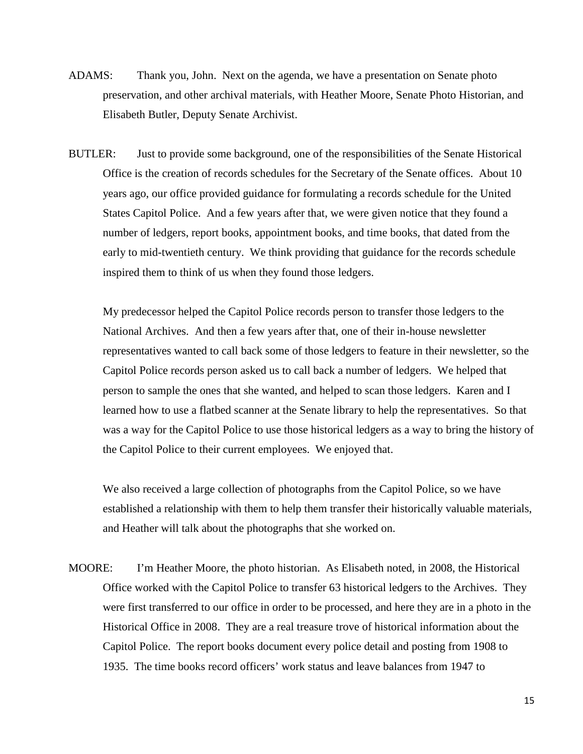ADAMS: Thank you, John. Next on the agenda, we have a presentation on Senate photo preservation, and other archival materials, with Heather Moore, Senate Photo Historian, and Elisabeth Butler, Deputy Senate Archivist.

BUTLER: Just to provide some background, one of the responsibilities of the Senate Historical Office is the creation of records schedules for the Secretary of the Senate offices. About 10 years ago, our office provided guidance for formulating a records schedule for the United States Capitol Police. And a few years after that, we were given notice that they found a number of ledgers, report books, appointment books, and time books, that dated from the early to mid-twentieth century. We think providing that guidance for the records schedule inspired them to think of us when they found those ledgers.

My predecessor helped the Capitol Police records person to transfer those ledgers to the National Archives. And then a few years after that, one of their in-house newsletter representatives wanted to call back some of those ledgers to feature in their newsletter, so the Capitol Police records person asked us to call back a number of ledgers. We helped that person to sample the ones that she wanted, and helped to scan those ledgers. Karen and I learned how to use a flatbed scanner at the Senate library to help the representatives. So that was a way for the Capitol Police to use those historical ledgers as a way to bring the history of the Capitol Police to their current employees. We enjoyed that.

We also received a large collection of photographs from the Capitol Police, so we have established a relationship with them to help them transfer their historically valuable materials, and Heather will talk about the photographs that she worked on.

MOORE: I'm Heather Moore, the photo historian. As Elisabeth noted, in 2008, the Historical Office worked with the Capitol Police to transfer 63 historical ledgers to the Archives. They were first transferred to our office in order to be processed, and here they are in a photo in the Historical Office in 2008. They are a real treasure trove of historical information about the Capitol Police. The report books document every police detail and posting from 1908 to 1935. The time books record officers' work status and leave balances from 1947 to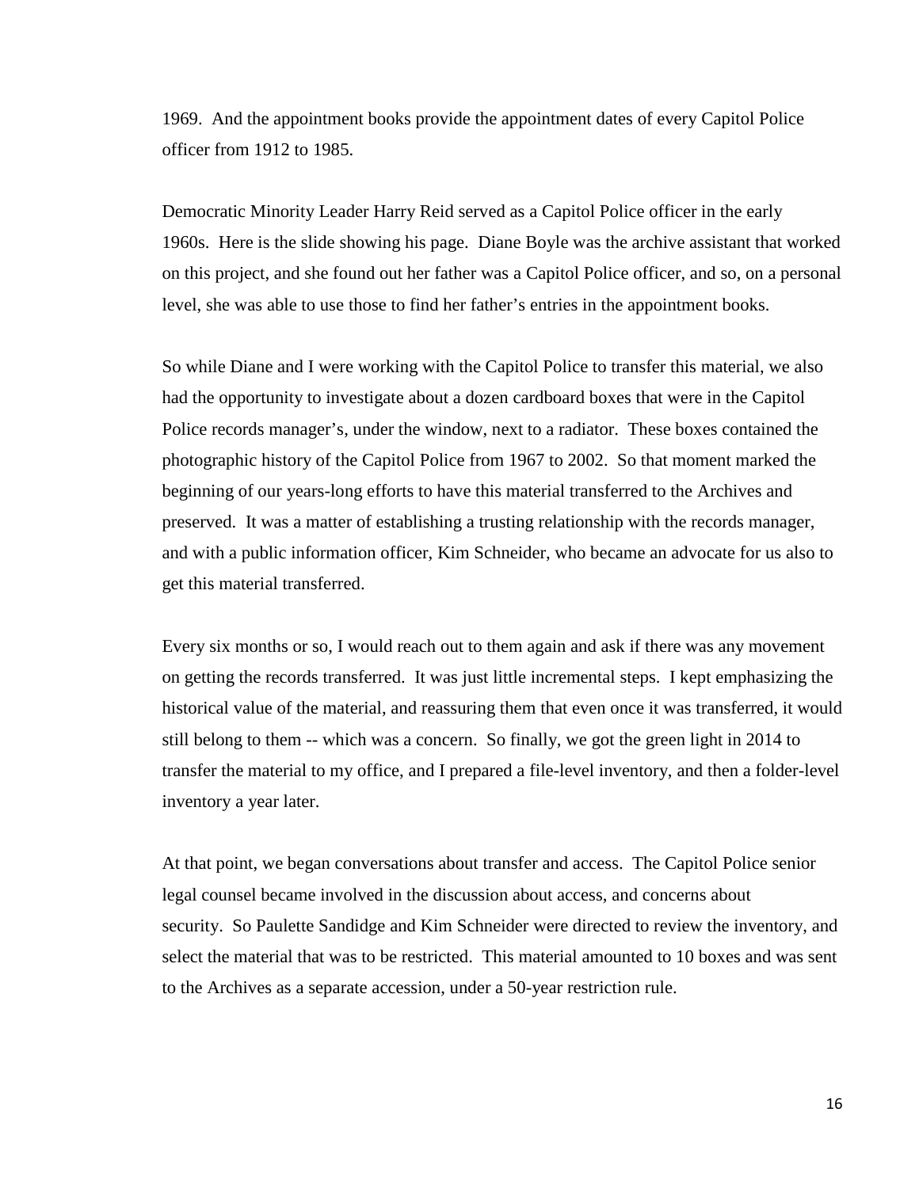1969. And the appointment books provide the appointment dates of every Capitol Police officer from 1912 to 1985.

Democratic Minority Leader Harry Reid served as a Capitol Police officer in the early 1960s. Here is the slide showing his page. Diane Boyle was the archive assistant that worked on this project, and she found out her father was a Capitol Police officer, and so, on a personal level, she was able to use those to find her father's entries in the appointment books.

So while Diane and I were working with the Capitol Police to transfer this material, we also had the opportunity to investigate about a dozen cardboard boxes that were in the Capitol Police records manager's, under the window, next to a radiator. These boxes contained the photographic history of the Capitol Police from 1967 to 2002. So that moment marked the beginning of our years-long efforts to have this material transferred to the Archives and preserved. It was a matter of establishing a trusting relationship with the records manager, and with a public information officer, Kim Schneider, who became an advocate for us also to get this material transferred.

Every six months or so, I would reach out to them again and ask if there was any movement on getting the records transferred. It was just little incremental steps. I kept emphasizing the historical value of the material, and reassuring them that even once it was transferred, it would still belong to them -- which was a concern. So finally, we got the green light in 2014 to transfer the material to my office, and I prepared a file-level inventory, and then a folder-level inventory a year later.

At that point, we began conversations about transfer and access. The Capitol Police senior legal counsel became involved in the discussion about access, and concerns about security. So Paulette Sandidge and Kim Schneider were directed to review the inventory, and select the material that was to be restricted. This material amounted to 10 boxes and was sent to the Archives as a separate accession, under a 50-year restriction rule.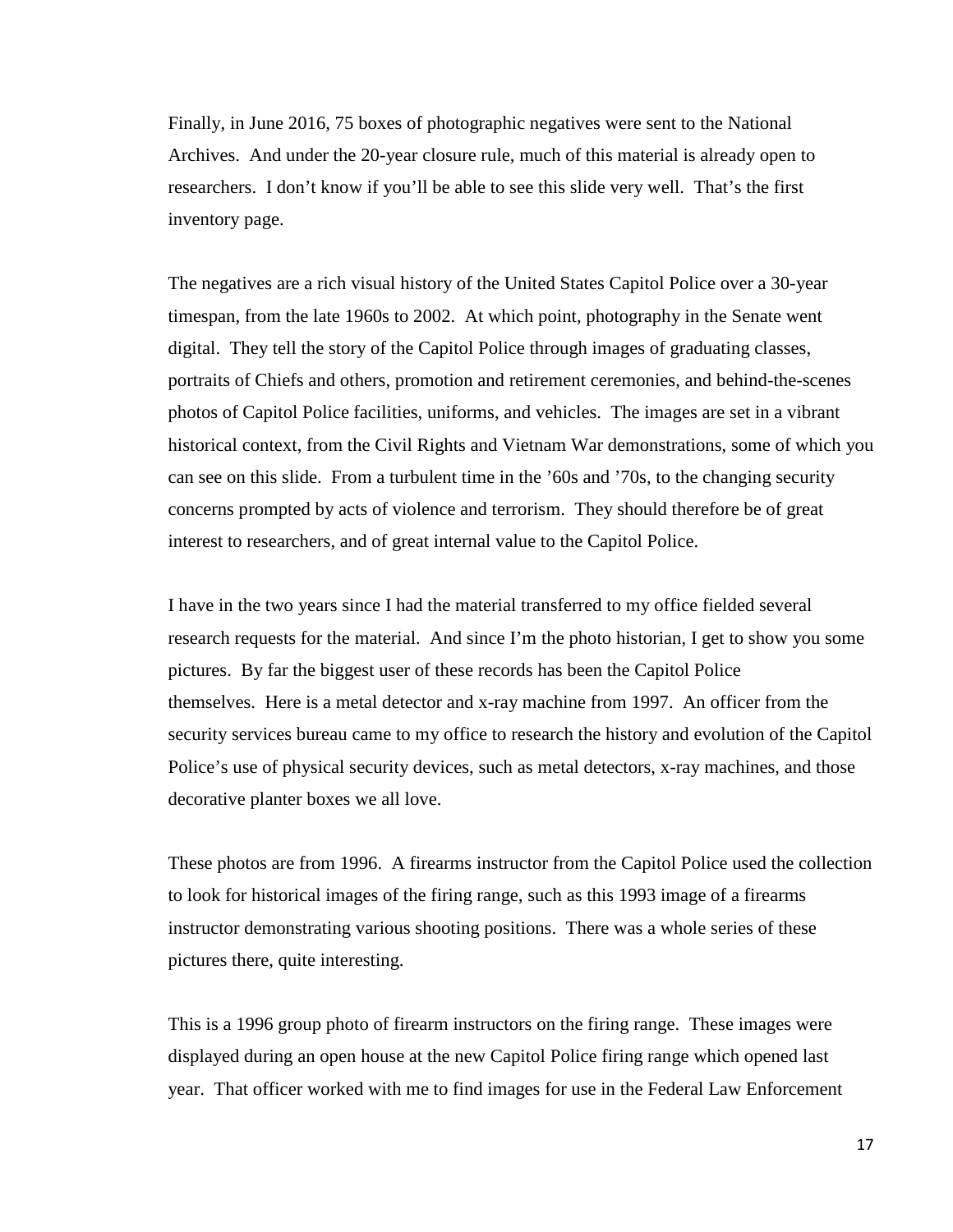Finally, in June 2016, 75 boxes of photographic negatives were sent to the National Archives. And under the 20-year closure rule, much of this material is already open to researchers. I don't know if you'll be able to see this slide very well. That's the first inventory page.

The negatives are a rich visual history of the United States Capitol Police over a 30-year timespan, from the late 1960s to 2002. At which point, photography in the Senate went digital. They tell the story of the Capitol Police through images of graduating classes, portraits of Chiefs and others, promotion and retirement ceremonies, and behind-the-scenes photos of Capitol Police facilities, uniforms, and vehicles. The images are set in a vibrant historical context, from the Civil Rights and Vietnam War demonstrations, some of which you can see on this slide. From a turbulent time in the '60s and '70s, to the changing security concerns prompted by acts of violence and terrorism. They should therefore be of great interest to researchers, and of great internal value to the Capitol Police.

I have in the two years since I had the material transferred to my office fielded several research requests for the material. And since I'm the photo historian, I get to show you some pictures. By far the biggest user of these records has been the Capitol Police themselves. Here is a metal detector and x-ray machine from 1997. An officer from the security services bureau came to my office to research the history and evolution of the Capitol Police's use of physical security devices, such as metal detectors, x-ray machines, and those decorative planter boxes we all love.

These photos are from 1996. A firearms instructor from the Capitol Police used the collection to look for historical images of the firing range, such as this 1993 image of a firearms instructor demonstrating various shooting positions. There was a whole series of these pictures there, quite interesting.

This is a 1996 group photo of firearm instructors on the firing range. These images were displayed during an open house at the new Capitol Police firing range which opened last year. That officer worked with me to find images for use in the Federal Law Enforcement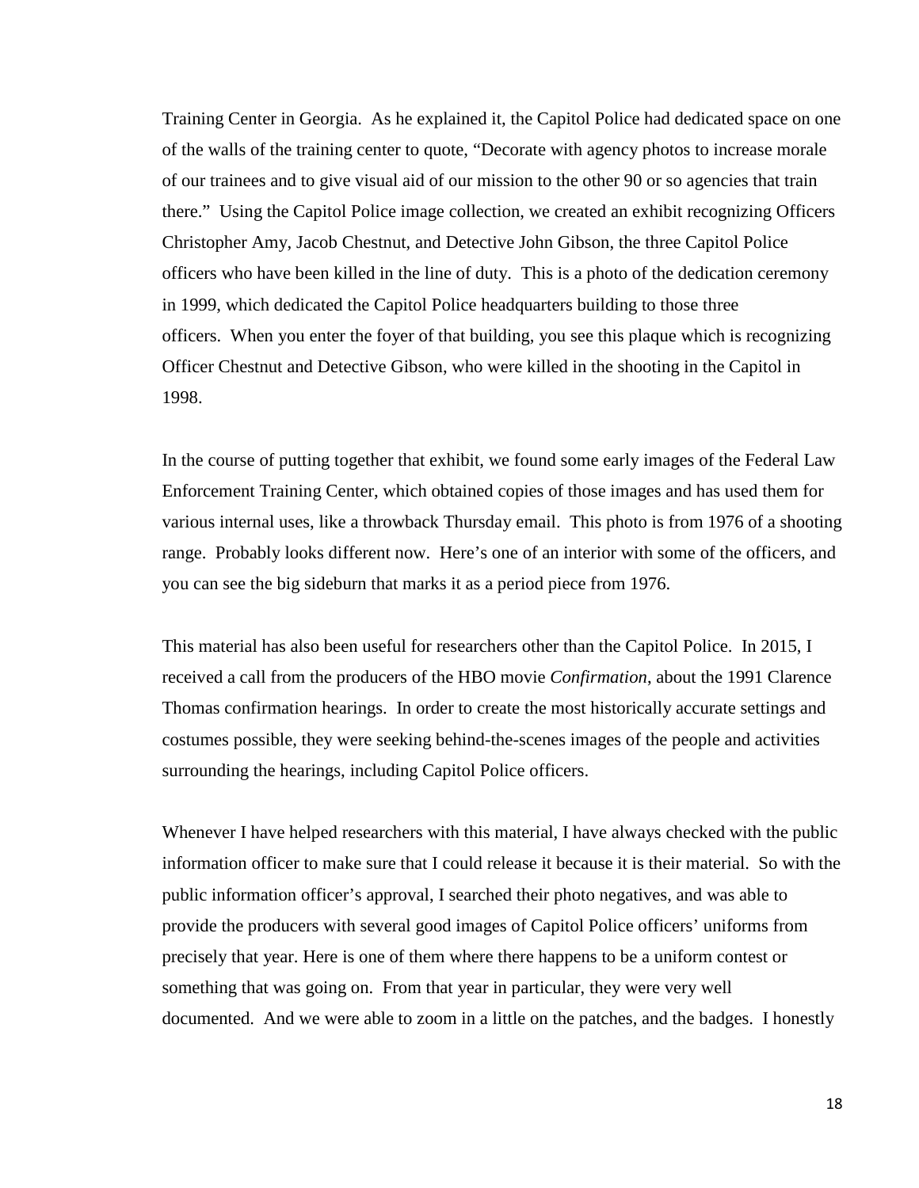Training Center in Georgia. As he explained it, the Capitol Police had dedicated space on one of the walls of the training center to quote, "Decorate with agency photos to increase morale of our trainees and to give visual aid of our mission to the other 90 or so agencies that train there." Using the Capitol Police image collection, we created an exhibit recognizing Officers Christopher Amy, Jacob Chestnut, and Detective John Gibson, the three Capitol Police officers who have been killed in the line of duty. This is a photo of the dedication ceremony in 1999, which dedicated the Capitol Police headquarters building to those three officers. When you enter the foyer of that building, you see this plaque which is recognizing Officer Chestnut and Detective Gibson, who were killed in the shooting in the Capitol in 1998.

In the course of putting together that exhibit, we found some early images of the Federal Law Enforcement Training Center, which obtained copies of those images and has used them for various internal uses, like a throwback Thursday email. This photo is from 1976 of a shooting range. Probably looks different now. Here's one of an interior with some of the officers, and you can see the big sideburn that marks it as a period piece from 1976.

This material has also been useful for researchers other than the Capitol Police. In 2015, I received a call from the producers of the HBO movie *Confirmation*, about the 1991 Clarence Thomas confirmation hearings. In order to create the most historically accurate settings and costumes possible, they were seeking behind-the-scenes images of the people and activities surrounding the hearings, including Capitol Police officers.

Whenever I have helped researchers with this material, I have always checked with the public information officer to make sure that I could release it because it is their material. So with the public information officer's approval, I searched their photo negatives, and was able to provide the producers with several good images of Capitol Police officers' uniforms from precisely that year. Here is one of them where there happens to be a uniform contest or something that was going on. From that year in particular, they were very well documented. And we were able to zoom in a little on the patches, and the badges. I honestly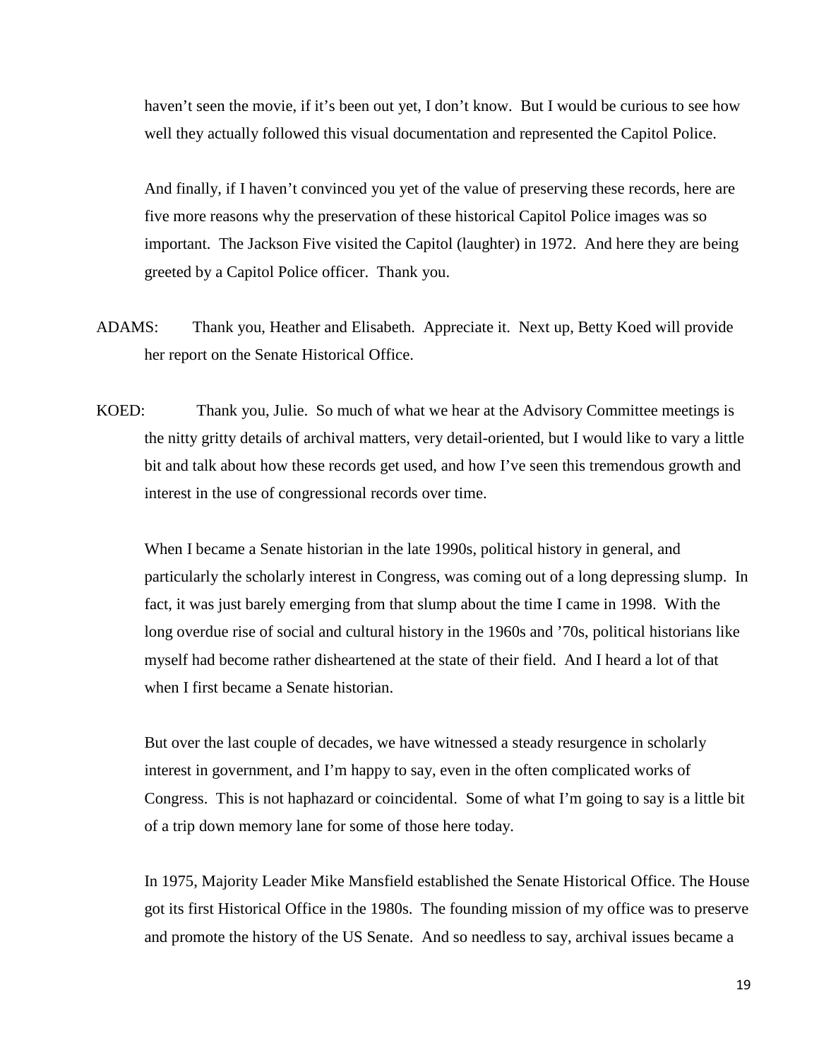haven't seen the movie, if it's been out yet, I don't know. But I would be curious to see how well they actually followed this visual documentation and represented the Capitol Police.

And finally, if I haven't convinced you yet of the value of preserving these records, here are five more reasons why the preservation of these historical Capitol Police images was so important. The Jackson Five visited the Capitol (laughter) in 1972. And here they are being greeted by a Capitol Police officer. Thank you.

ADAMS: Thank you, Heather and Elisabeth. Appreciate it. Next up, Betty Koed will provide her report on the Senate Historical Office.

KOED: Thank you, Julie. So much of what we hear at the Advisory Committee meetings is the nitty gritty details of archival matters, very detail-oriented, but I would like to vary a little bit and talk about how these records get used, and how I've seen this tremendous growth and interest in the use of congressional records over time.

When I became a Senate historian in the late 1990s, political history in general, and particularly the scholarly interest in Congress, was coming out of a long depressing slump. In fact, it was just barely emerging from that slump about the time I came in 1998. With the long overdue rise of social and cultural history in the 1960s and '70s, political historians like myself had become rather disheartened at the state of their field. And I heard a lot of that when I first became a Senate historian.

But over the last couple of decades, we have witnessed a steady resurgence in scholarly interest in government, and I'm happy to say, even in the often complicated works of Congress. This is not haphazard or coincidental. Some of what I'm going to say is a little bit of a trip down memory lane for some of those here today.

In 1975, Majority Leader Mike Mansfield established the Senate Historical Office. The House got its first Historical Office in the 1980s. The founding mission of my office was to preserve and promote the history of the US Senate. And so needless to say, archival issues became a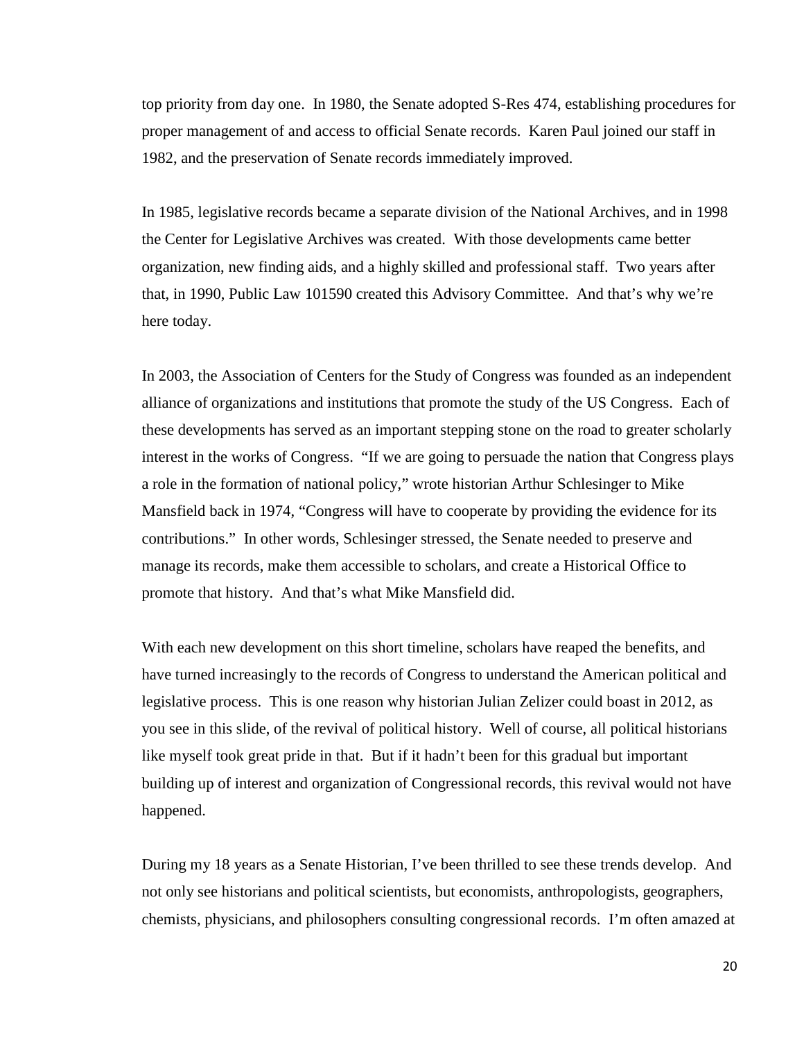top priority from day one. In 1980, the Senate adopted S-Res 474, establishing procedures for proper management of and access to official Senate records. Karen Paul joined our staff in 1982, and the preservation of Senate records immediately improved.

In 1985, legislative records became a separate division of the National Archives, and in 1998 the Center for Legislative Archives was created. With those developments came better organization, new finding aids, and a highly skilled and professional staff. Two years after that, in 1990, Public Law 101590 created this Advisory Committee. And that's why we're here today.

In 2003, the Association of Centers for the Study of Congress was founded as an independent alliance of organizations and institutions that promote the study of the US Congress. Each of these developments has served as an important stepping stone on the road to greater scholarly interest in the works of Congress. "If we are going to persuade the nation that Congress plays a role in the formation of national policy," wrote historian Arthur Schlesinger to Mike Mansfield back in 1974, "Congress will have to cooperate by providing the evidence for its contributions." In other words, Schlesinger stressed, the Senate needed to preserve and manage its records, make them accessible to scholars, and create a Historical Office to promote that history. And that's what Mike Mansfield did.

With each new development on this short timeline, scholars have reaped the benefits, and have turned increasingly to the records of Congress to understand the American political and legislative process. This is one reason why historian Julian Zelizer could boast in 2012, as you see in this slide, of the revival of political history. Well of course, all political historians like myself took great pride in that. But if it hadn't been for this gradual but important building up of interest and organization of Congressional records, this revival would not have happened.

During my 18 years as a Senate Historian, I've been thrilled to see these trends develop. And not only see historians and political scientists, but economists, anthropologists, geographers, chemists, physicians, and philosophers consulting congressional records. I'm often amazed at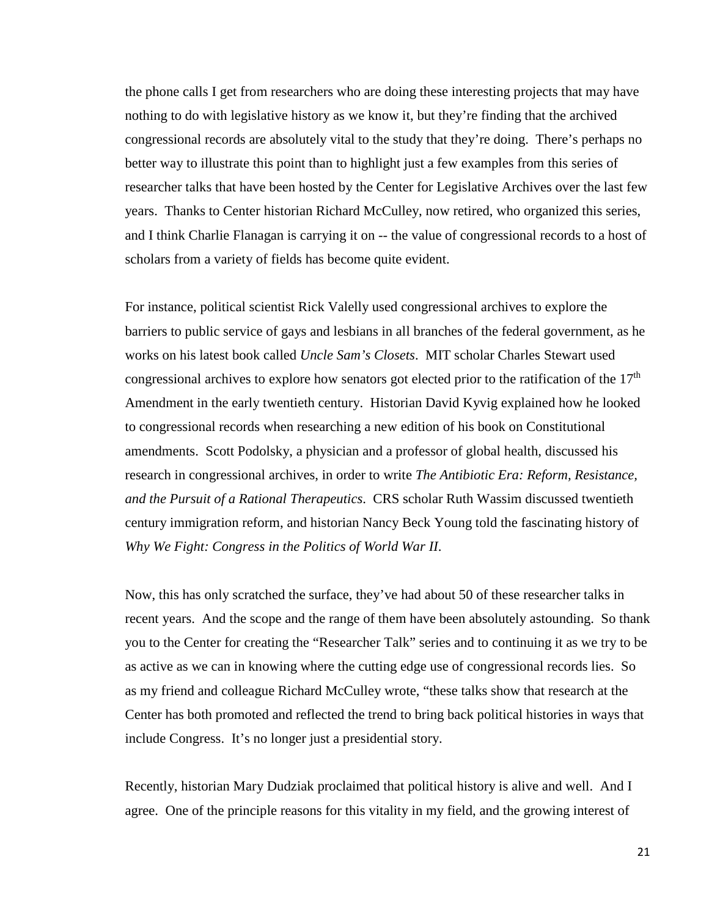the phone calls I get from researchers who are doing these interesting projects that may have nothing to do with legislative history as we know it, but they're finding that the archived congressional records are absolutely vital to the study that they're doing. There's perhaps no better way to illustrate this point than to highlight just a few examples from this series of researcher talks that have been hosted by the Center for Legislative Archives over the last few years. Thanks to Center historian Richard McCulley, now retired, who organized this series, and I think Charlie Flanagan is carrying it on -- the value of congressional records to a host of scholars from a variety of fields has become quite evident.

For instance, political scientist Rick Valelly used congressional archives to explore the barriers to public service of gays and lesbians in all branches of the federal government, as he works on his latest book called *Uncle Sam's Closets*. MIT scholar Charles Stewart used congressional archives to explore how senators got elected prior to the ratification of the 17th Amendment in the early twentieth century. Historian David Kyvig explained how he looked to congressional records when researching a new edition of his book on Constitutional amendments. Scott Podolsky, a physician and a professor of global health, discussed his research in congressional archives, in order to write *The Antibiotic Era: Reform, Resistance, and the Pursuit of a Rational Therapeutics*. CRS scholar Ruth Wassim discussed twentieth century immigration reform, and historian Nancy Beck Young told the fascinating history of *Why We Fight: Congress in the Politics of World War II*.

Now, this has only scratched the surface, they've had about 50 of these researcher talks in recent years. And the scope and the range of them have been absolutely astounding. So thank you to the Center for creating the "Researcher Talk" series and to continuing it as we try to be as active as we can in knowing where the cutting edge use of congressional records lies. So as my friend and colleague Richard McCulley wrote, "these talks show that research at the Center has both promoted and reflected the trend to bring back political histories in ways that include Congress. It's no longer just a presidential story.

Recently, historian Mary Dudziak proclaimed that political history is alive and well. And I agree. One of the principle reasons for this vitality in my field, and the growing interest of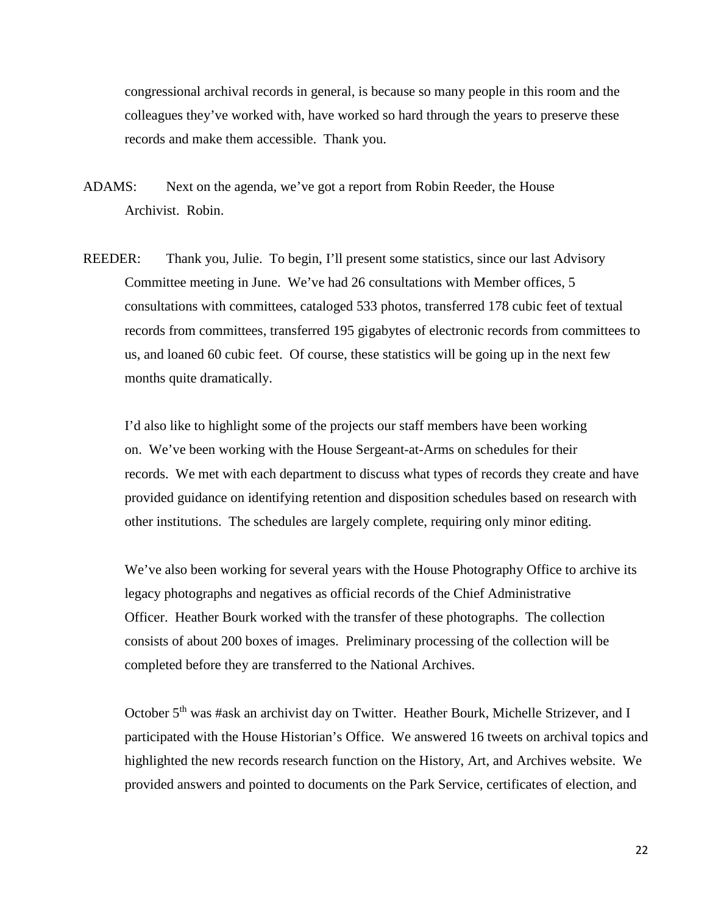congressional archival records in general, is because so many people in this room and the colleagues they've worked with, have worked so hard through the years to preserve these records and make them accessible. Thank you.

ADAMS: Next on the agenda, we've got a report from Robin Reeder, the House Archivist. Robin.

REEDER: Thank you, Julie. To begin, I'll present some statistics, since our last Advisory Committee meeting in June. We've had 26 consultations with Member offices, 5 consultations with committees, cataloged 533 photos, transferred 178 cubic feet of textual records from committees, transferred 195 gigabytes of electronic records from committees to us, and loaned 60 cubic feet. Of course, these statistics will be going up in the next few months quite dramatically.

I'd also like to highlight some of the projects our staff members have been working on. We've been working with the House Sergeant-at-Arms on schedules for their records. We met with each department to discuss what types of records they create and have provided guidance on identifying retention and disposition schedules based on research with other institutions. The schedules are largely complete, requiring only minor editing.

We've also been working for several years with the House Photography Office to archive its legacy photographs and negatives as official records of the Chief Administrative Officer. Heather Bourk worked with the transfer of these photographs. The collection consists of about 200 boxes of images. Preliminary processing of the collection will be completed before they are transferred to the National Archives.

October 5th was #ask an archivist day on Twitter. Heather Bourk, Michelle Strizever, and I participated with the House Historian's Office. We answered 16 tweets on archival topics and highlighted the new records research function on the History, Art, and Archives website. We provided answers and pointed to documents on the Park Service, certificates of election, and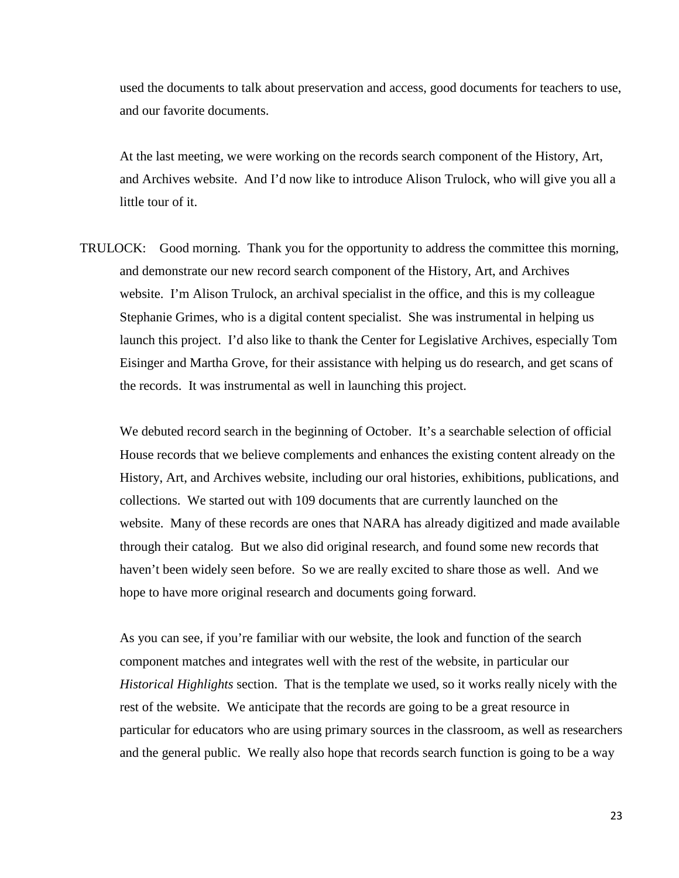used the documents to talk about preservation and access, good documents for teachers to use, and our favorite documents.

At the last meeting, we were working on the records search component of the History, Art, and Archives website. And I'd now like to introduce Alison Trulock, who will give you all a little tour of it.

TRULOCK: Good morning. Thank you for the opportunity to address the committee this morning, and demonstrate our new record search component of the History, Art, and Archives website. I'm Alison Trulock, an archival specialist in the office, and this is my colleague Stephanie Grimes, who is a digital content specialist. She was instrumental in helping us launch this project. I'd also like to thank the Center for Legislative Archives, especially Tom Eisinger and Martha Grove, for their assistance with helping us do research, and get scans of the records. It was instrumental as well in launching this project.

We debuted record search in the beginning of October. It's a searchable selection of official House records that we believe complements and enhances the existing content already on the History, Art, and Archives website, including our oral histories, exhibitions, publications, and collections. We started out with 109 documents that are currently launched on the website. Many of these records are ones that NARA has already digitized and made available through their catalog. But we also did original research, and found some new records that haven't been widely seen before. So we are really excited to share those as well. And we hope to have more original research and documents going forward.

As you can see, if you're familiar with our website, the look and function of the search component matches and integrates well with the rest of the website, in particular our *Historical Highlights* section. That is the template we used, so it works really nicely with the rest of the website. We anticipate that the records are going to be a great resource in particular for educators who are using primary sources in the classroom, as well as researchers and the general public. We really also hope that records search function is going to be a way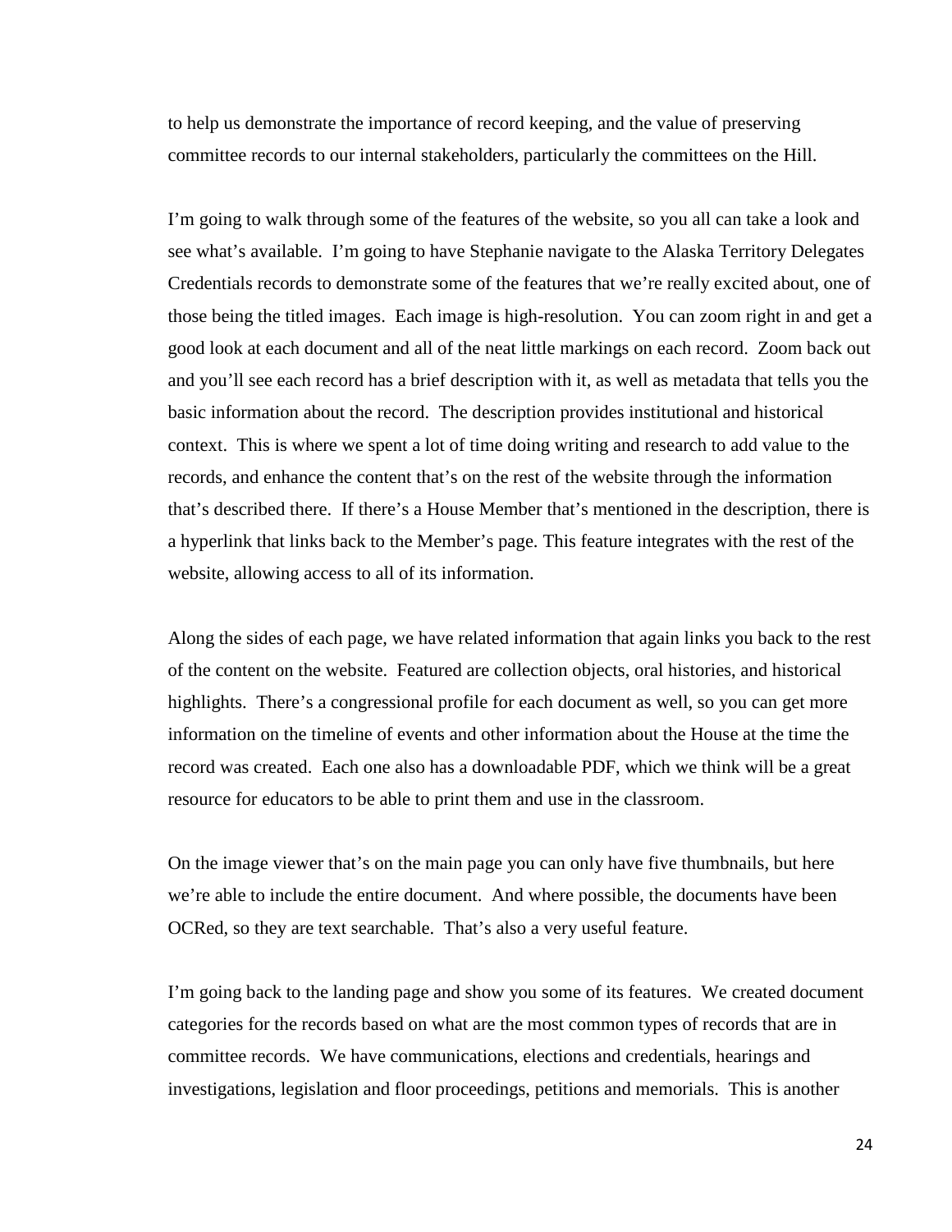to help us demonstrate the importance of record keeping, and the value of preserving committee records to our internal stakeholders, particularly the committees on the Hill.

I'm going to walk through some of the features of the website, so you all can take a look and see what's available. I'm going to have Stephanie navigate to the Alaska Territory Delegates Credentials records to demonstrate some of the features that we're really excited about, one of those being the titled images. Each image is high-resolution. You can zoom right in and get a good look at each document and all of the neat little markings on each record. Zoom back out and you'll see each record has a brief description with it, as well as metadata that tells you the basic information about the record. The description provides institutional and historical context. This is where we spent a lot of time doing writing and research to add value to the records, and enhance the content that's on the rest of the website through the information that's described there. If there's a House Member that's mentioned in the description, there is a hyperlink that links back to the Member's page. This feature integrates with the rest of the website, allowing access to all of its information.

Along the sides of each page, we have related information that again links you back to the rest of the content on the website. Featured are collection objects, oral histories, and historical highlights. There's a congressional profile for each document as well, so you can get more information on the timeline of events and other information about the House at the time the record was created. Each one also has a downloadable PDF, which we think will be a great resource for educators to be able to print them and use in the classroom.

On the image viewer that's on the main page you can only have five thumbnails, but here we're able to include the entire document. And where possible, the documents have been OCRed, so they are text searchable. That's also a very useful feature.

I'm going back to the landing page and show you some of its features. We created document categories for the records based on what are the most common types of records that are in committee records. We have communications, elections and credentials, hearings and investigations, legislation and floor proceedings, petitions and memorials. This is another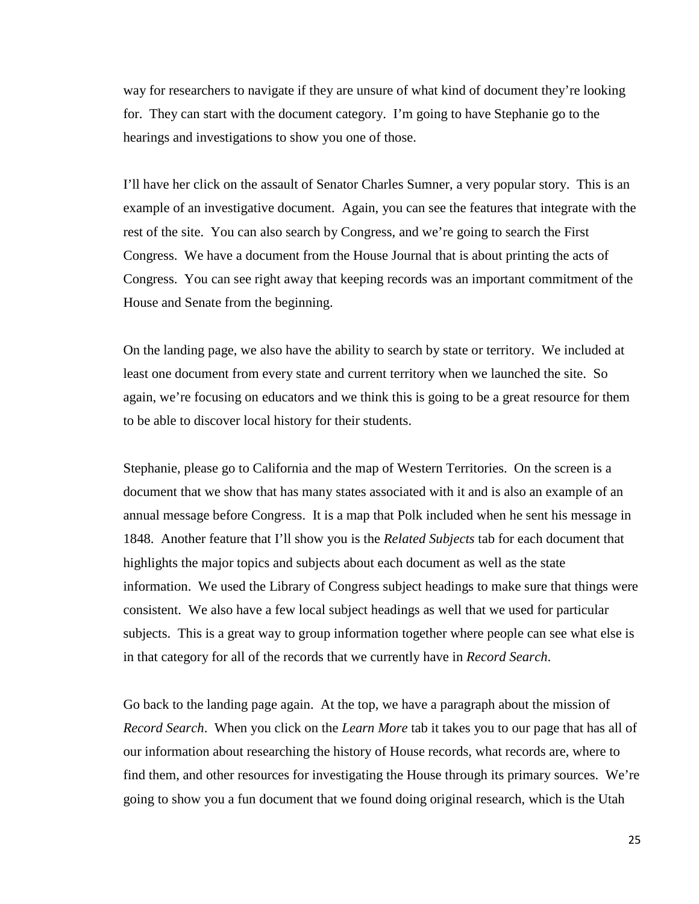way for researchers to navigate if they are unsure of what kind of document they're looking for. They can start with the document category. I'm going to have Stephanie go to the hearings and investigations to show you one of those.

I'll have her click on the assault of Senator Charles Sumner, a very popular story. This is an example of an investigative document. Again, you can see the features that integrate with the rest of the site. You can also search by Congress, and we're going to search the First Congress. We have a document from the House Journal that is about printing the acts of Congress. You can see right away that keeping records was an important commitment of the House and Senate from the beginning.

On the landing page, we also have the ability to search by state or territory. We included at least one document from every state and current territory when we launched the site. So again, we're focusing on educators and we think this is going to be a great resource for them to be able to discover local history for their students.

Stephanie, please go to California and the map of Western Territories. On the screen is a document that we show that has many states associated with it and is also an example of an annual message before Congress. It is a map that Polk included when he sent his message in 1848. Another feature that I'll show you is the *Related Subjects* tab for each document that highlights the major topics and subjects about each document as well as the state information. We used the Library of Congress subject headings to make sure that things were consistent. We also have a few local subject headings as well that we used for particular subjects. This is a great way to group information together where people can see what else is in that category for all of the records that we currently have in *Record Search*.

Go back to the landing page again. At the top, we have a paragraph about the mission of *Record Search*. When you click on the *Learn More* tab it takes you to our page that has all of our information about researching the history of House records, what records are, where to find them, and other resources for investigating the House through its primary sources. We're going to show you a fun document that we found doing original research, which is the Utah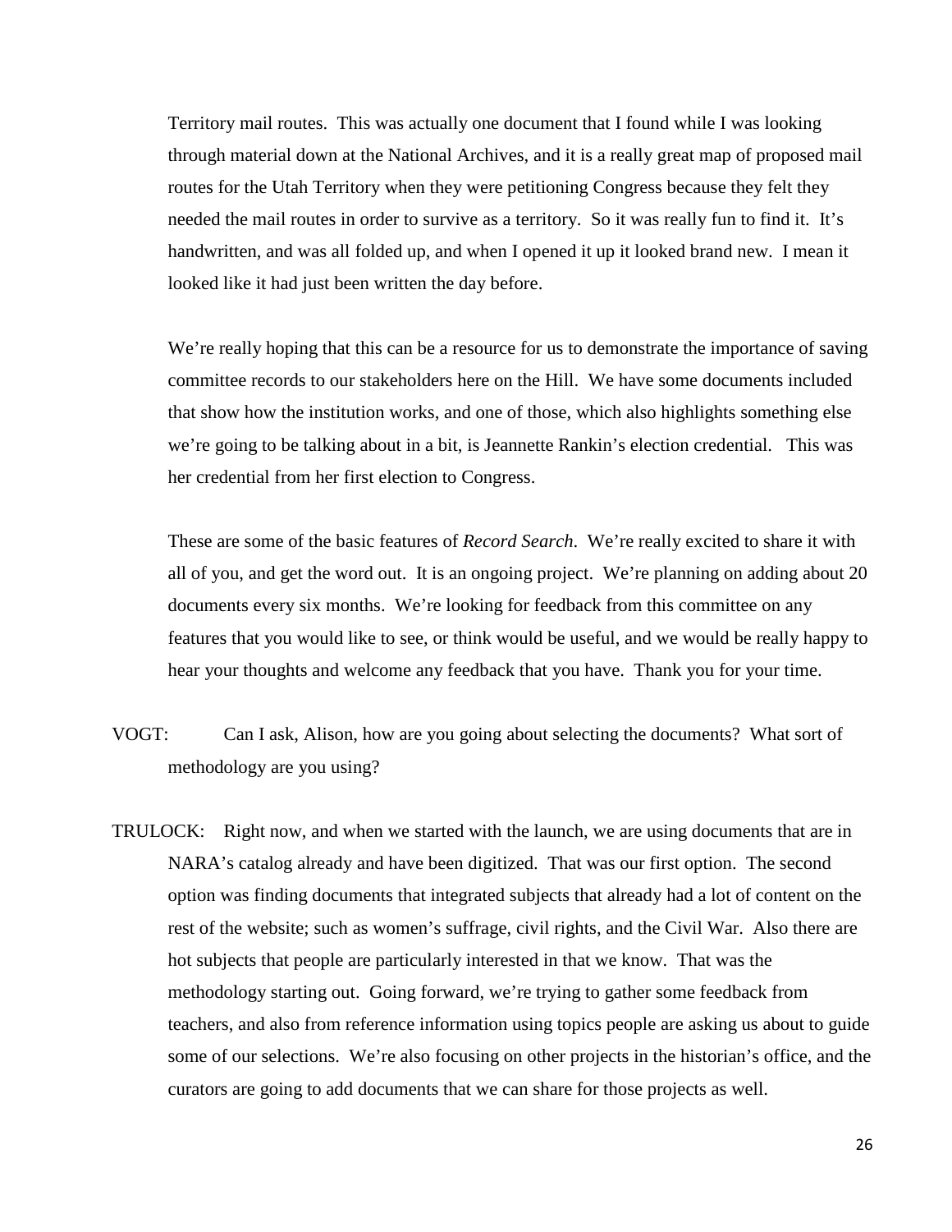Territory mail routes. This was actually one document that I found while I was looking through material down at the National Archives, and it is a really great map of proposed mail routes for the Utah Territory when they were petitioning Congress because they felt they needed the mail routes in order to survive as a territory. So it was really fun to find it. It's handwritten, and was all folded up, and when I opened it up it looked brand new. I mean it looked like it had just been written the day before.

We're really hoping that this can be a resource for us to demonstrate the importance of saving committee records to our stakeholders here on the Hill. We have some documents included that show how the institution works, and one of those, which also highlights something else we're going to be talking about in a bit, is Jeannette Rankin's election credential. This was her credential from her first election to Congress.

These are some of the basic features of *Record Search*. We're really excited to share it with all of you, and get the word out. It is an ongoing project. We're planning on adding about 20 documents every six months. We're looking for feedback from this committee on any features that you would like to see, or think would be useful, and we would be really happy to hear your thoughts and welcome any feedback that you have. Thank you for your time.

VOGT: Can I ask, Alison, how are you going about selecting the documents? What sort of methodology are you using?

TRULOCK: Right now, and when we started with the launch, we are using documents that are in NARA's catalog already and have been digitized. That was our first option. The second option was finding documents that integrated subjects that already had a lot of content on the rest of the website; such as women's suffrage, civil rights, and the Civil War. Also there are hot subjects that people are particularly interested in that we know. That was the methodology starting out. Going forward, we're trying to gather some feedback from teachers, and also from reference information using topics people are asking us about to guide some of our selections. We're also focusing on other projects in the historian's office, and the curators are going to add documents that we can share for those projects as well.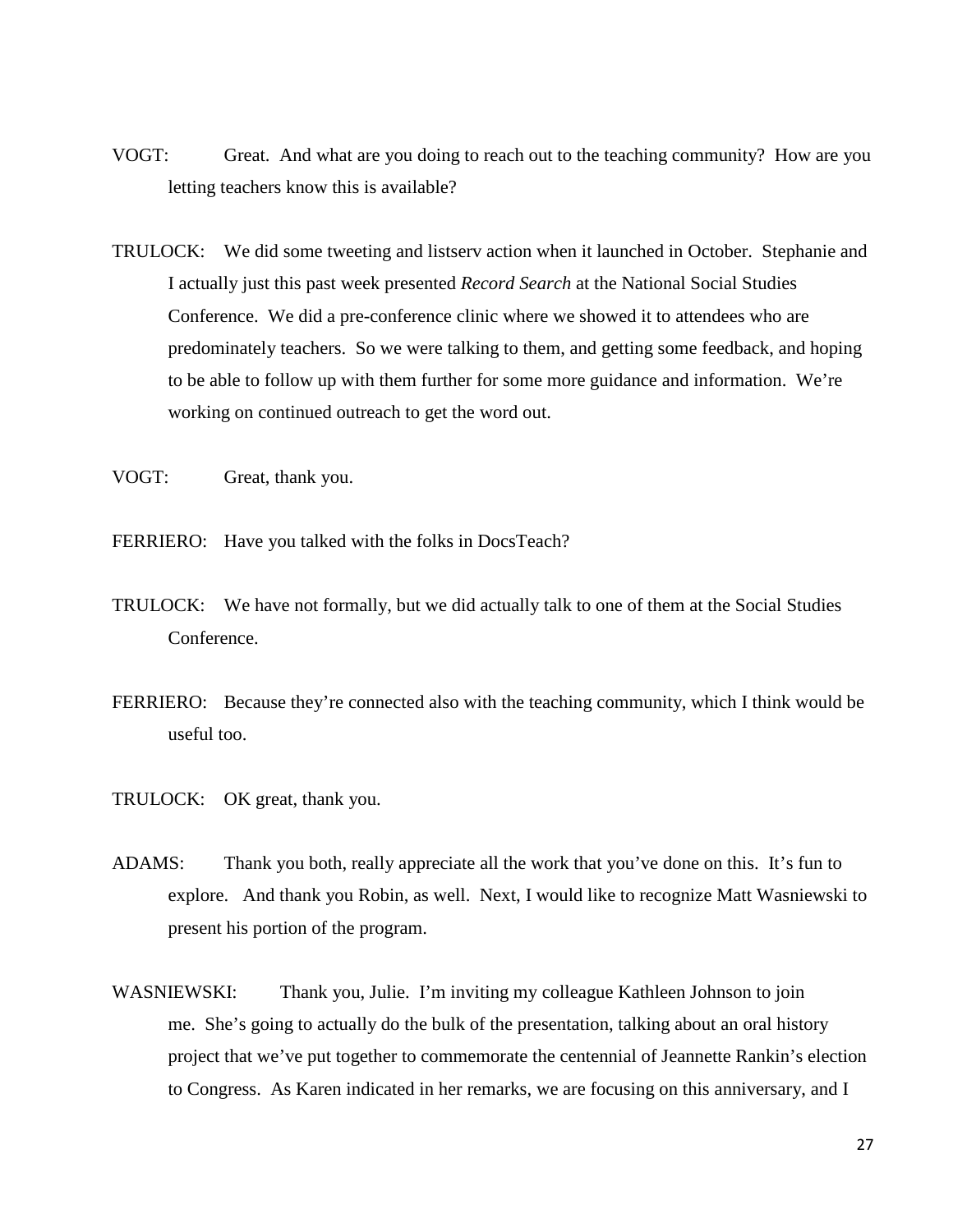VOGT: Great. And what are you doing to reach out to the teaching community? How are you letting teachers know this is available?

TRULOCK: We did some tweeting and listserv action when it launched in October. Stephanie and I actually just this past week presented *Record Search* at the National Social Studies Conference. We did a pre-conference clinic where we showed it to attendees who are predominately teachers. So we were talking to them, and getting some feedback, and hoping to be able to follow up with them further for some more guidance and information. We're working on continued outreach to get the word out.

VOGT: Great, thank you.

FERRIERO: Have you talked with the folks in DocsTeach?

TRULOCK: We have not formally, but we did actually talk to one of them at the Social Studies Conference.

FERRIERO: Because they're connected also with the teaching community, which I think would be useful too.

TRULOCK: OK great, thank you.

ADAMS: Thank you both, really appreciate all the work that you've done on this. It's fun to explore. And thank you Robin, as well. Next, I would like to recognize Matt Wasniewski to present his portion of the program.

WASNIEWSKI: Thank you, Julie. I'm inviting my colleague Kathleen Johnson to join me. She's going to actually do the bulk of the presentation, talking about an oral history project that we've put together to commemorate the centennial of Jeannette Rankin's election to Congress. As Karen indicated in her remarks, we are focusing on this anniversary, and I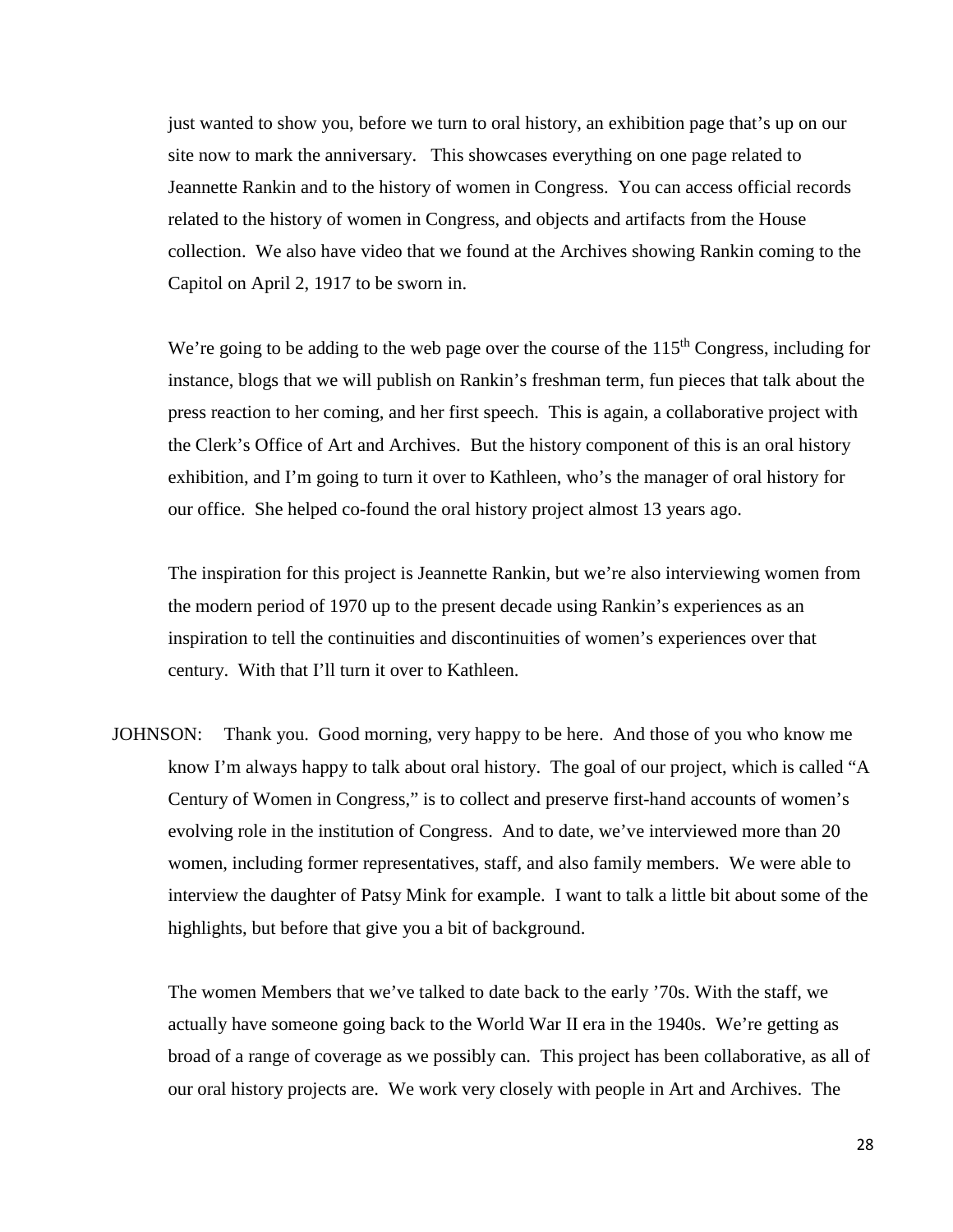just wanted to show you, before we turn to oral history, an exhibition page that's up on our site now to mark the anniversary. This showcases everything on one page related to Jeannette Rankin and to the history of women in Congress. You can access official records related to the history of women in Congress, and objects and artifacts from the House collection. We also have video that we found at the Archives showing Rankin coming to the Capitol on April 2, 1917 to be sworn in.

We're going to be adding to the web page over the course of the 115th Congress, including for instance, blogs that we will publish on Rankin's freshman term, fun pieces that talk about the press reaction to her coming, and her first speech. This is again, a collaborative project with the Clerk's Office of Art and Archives. But the history component of this is an oral history exhibition, and I'm going to turn it over to Kathleen, who's the manager of oral history for our office. She helped co-found the oral history project almost 13 years ago.

The inspiration for this project is Jeannette Rankin, but we're also interviewing women from the modern period of 1970 up to the present decade using Rankin's experiences as an inspiration to tell the continuities and discontinuities of women's experiences over that century. With that I'll turn it over to Kathleen.

JOHNSON: Thank you. Good morning, very happy to be here. And those of you who know me know I'm always happy to talk about oral history. The goal of our project, which is called "A Century of Women in Congress," is to collect and preserve first-hand accounts of women's evolving role in the institution of Congress. And to date, we've interviewed more than 20 women, including former representatives, staff, and also family members. We were able to interview the daughter of Patsy Mink for example. I want to talk a little bit about some of the highlights, but before that give you a bit of background.

The women Members that we've talked to date back to the early '70s. With the staff, we actually have someone going back to the World War II era in the 1940s. We're getting as broad of a range of coverage as we possibly can. This project has been collaborative, as all of our oral history projects are. We work very closely with people in Art and Archives. The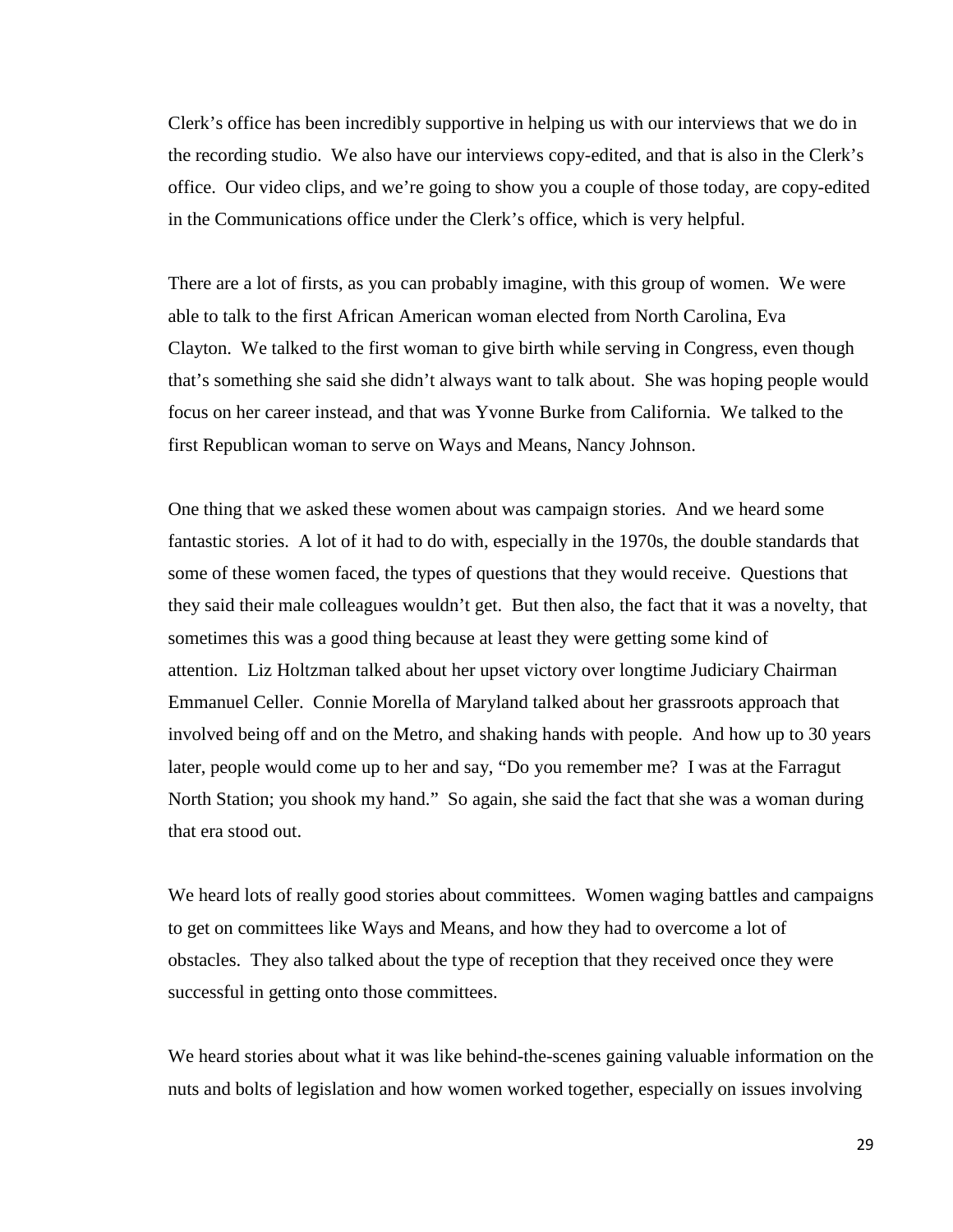Clerk's office has been incredibly supportive in helping us with our interviews that we do in the recording studio. We also have our interviews copy-edited, and that is also in the Clerk's office. Our video clips, and we're going to show you a couple of those today, are copy-edited in the Communications office under the Clerk's office, which is very helpful.

There are a lot of firsts, as you can probably imagine, with this group of women. We were able to talk to the first African American woman elected from North Carolina, Eva Clayton. We talked to the first woman to give birth while serving in Congress, even though that's something she said she didn't always want to talk about. She was hoping people would focus on her career instead, and that was Yvonne Burke from California. We talked to the first Republican woman to serve on Ways and Means, Nancy Johnson.

One thing that we asked these women about was campaign stories. And we heard some fantastic stories. A lot of it had to do with, especially in the 1970s, the double standards that some of these women faced, the types of questions that they would receive. Questions that they said their male colleagues wouldn't get. But then also, the fact that it was a novelty, that sometimes this was a good thing because at least they were getting some kind of attention. Liz Holtzman talked about her upset victory over longtime Judiciary Chairman Emmanuel Celler. Connie Morella of Maryland talked about her grassroots approach that involved being off and on the Metro, and shaking hands with people. And how up to 30 years later, people would come up to her and say, "Do you remember me? I was at the Farragut North Station; you shook my hand." So again, she said the fact that she was a woman during that era stood out.

We heard lots of really good stories about committees. Women waging battles and campaigns to get on committees like Ways and Means, and how they had to overcome a lot of obstacles. They also talked about the type of reception that they received once they were successful in getting onto those committees.

We heard stories about what it was like behind-the-scenes gaining valuable information on the nuts and bolts of legislation and how women worked together, especially on issues involving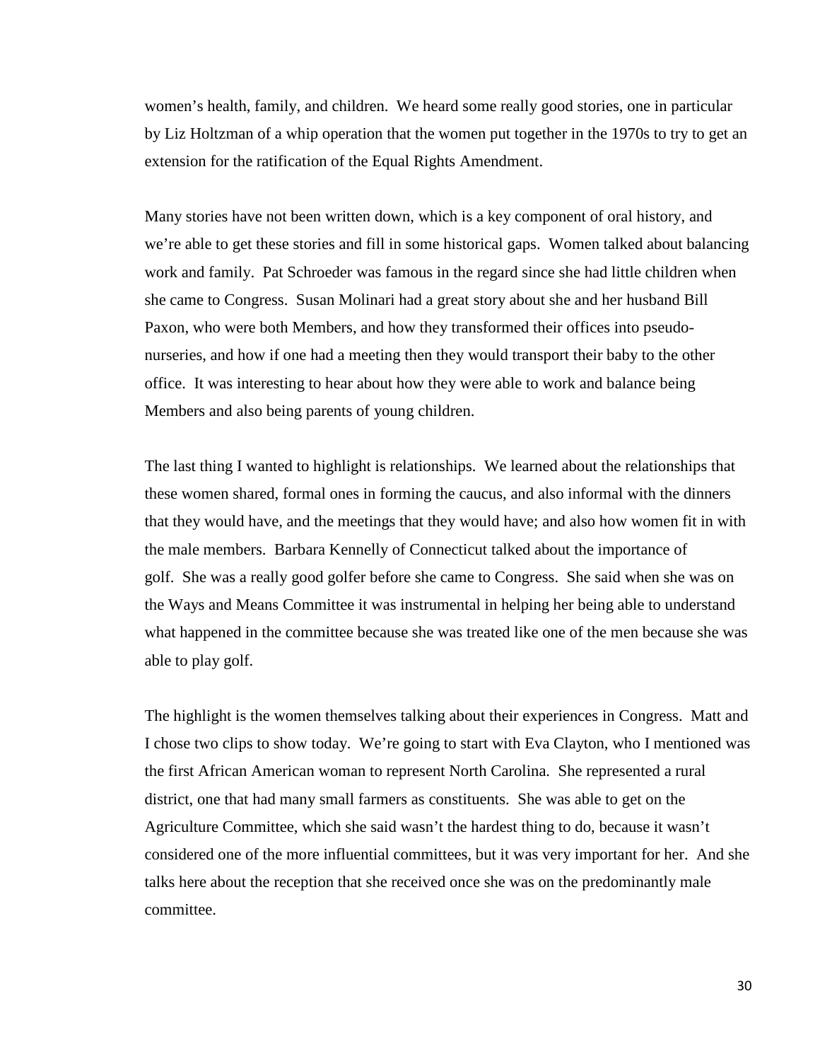women's health, family, and children. We heard some really good stories, one in particular by Liz Holtzman of a whip operation that the women put together in the 1970s to try to get an extension for the ratification of the Equal Rights Amendment.

Many stories have not been written down, which is a key component of oral history, and we're able to get these stories and fill in some historical gaps. Women talked about balancing work and family. Pat Schroeder was famous in the regard since she had little children when she came to Congress. Susan Molinari had a great story about she and her husband Bill Paxon, who were both Members, and how they transformed their offices into pseudo-nurseries, and how if one had a meeting then they would transport their baby to the other office. It was interesting to hear about how they were able to work and balance being Members and also being parents of young children.

The last thing I wanted to highlight is relationships. We learned about the relationships that these women shared, formal ones in forming the caucus, and also informal with the dinners that they would have, and the meetings that they would have; and also how women fit in with the male members. Barbara Kennelly of Connecticut talked about the importance of golf. She was a really good golfer before she came to Congress. She said when she was on the Ways and Means Committee it was instrumental in helping her being able to understand what happened in the committee because she was treated like one of the men because she was able to play golf.

The highlight is the women themselves talking about their experiences in Congress. Matt and I chose two clips to show today. We're going to start with Eva Clayton, who I mentioned was the first African American woman to represent North Carolina. She represented a rural district, one that had many small farmers as constituents. She was able to get on the Agriculture Committee, which she said wasn't the hardest thing to do, because it wasn't considered one of the more influential committees, but it was very important for her. And she talks here about the reception that she received once she was on the predominantly male committee.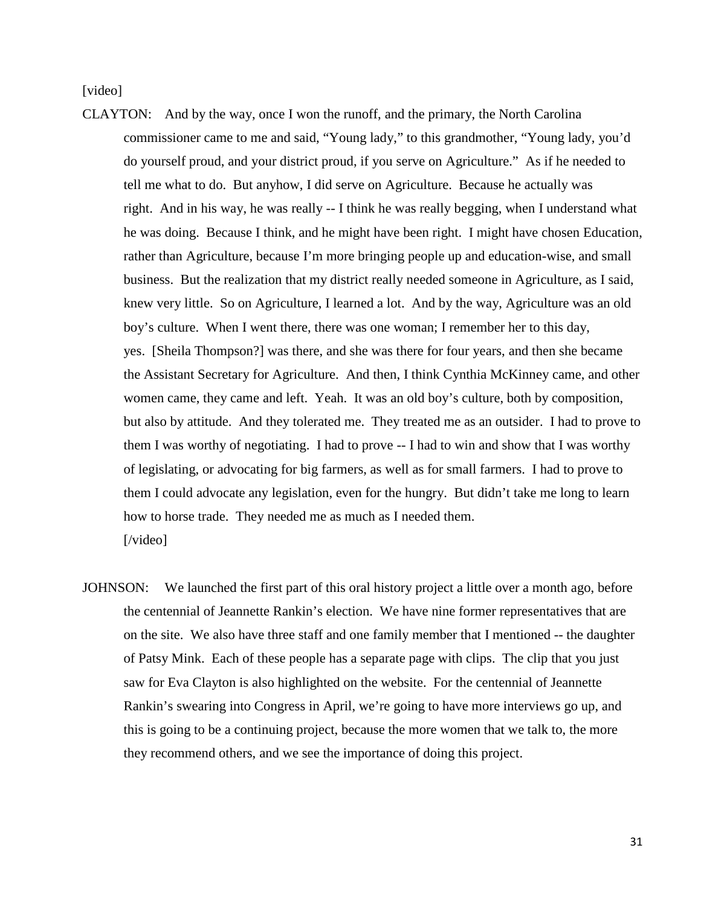[video]

CLAYTON: And by the way, once I won the runoff, and the primary, the North Carolina commissioner came to me and said, "Young lady," to this grandmother, "Young lady, you'd do yourself proud, and your district proud, if you serve on Agriculture." As if he needed to tell me what to do. But anyhow, I did serve on Agriculture. Because he actually was right. And in his way, he was really -- I think he was really begging, when I understand what he was doing. Because I think, and he might have been right. I might have chosen Education, rather than Agriculture, because I'm more bringing people up and education-wise, and small business. But the realization that my district really needed someone in Agriculture, as I said, knew very little. So on Agriculture, I learned a lot. And by the way, Agriculture was an old boy's culture. When I went there, there was one woman; I remember her to this day, yes. [Sheila Thompson?] was there, and she was there for four years, and then she became the Assistant Secretary for Agriculture. And then, I think Cynthia McKinney came, and other women came, they came and left. Yeah. It was an old boy's culture, both by composition, but also by attitude. And they tolerated me. They treated me as an outsider. I had to prove to them I was worthy of negotiating. I had to prove -- I had to win and show that I was worthy of legislating, or advocating for big farmers, as well as for small farmers. I had to prove to them I could advocate any legislation, even for the hungry. But didn't take me long to learn how to horse trade. They needed me as much as I needed them.

[/video]

JOHNSON: We launched the first part of this oral history project a little over a month ago, before the centennial of Jeannette Rankin's election. We have nine former representatives that are on the site. We also have three staff and one family member that I mentioned -- the daughter of Patsy Mink. Each of these people has a separate page with clips. The clip that you just saw for Eva Clayton is also highlighted on the website. For the centennial of Jeannette Rankin's swearing into Congress in April, we're going to have more interviews go up, and this is going to be a continuing project, because the more women that we talk to, the more they recommend others, and we see the importance of doing this project.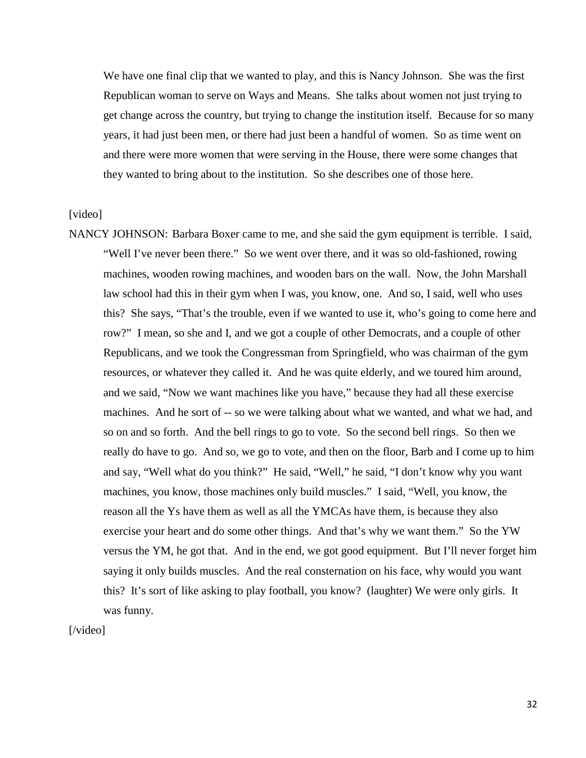We have one final clip that we wanted to play, and this is Nancy Johnson. She was the first Republican woman to serve on Ways and Means. She talks about women not just trying to get change across the country, but trying to change the institution itself. Because for so many years, it had just been men, or there had just been a handful of women. So as time went on and there were more women that were serving in the House, there were some changes that they wanted to bring about to the institution. So she describes one of those here.

[video]

NANCY JOHNSON: Barbara Boxer came to me, and she said the gym equipment is terrible. I said, "Well I've never been there." So we went over there, and it was so old-fashioned, rowing machines, wooden rowing machines, and wooden bars on the wall. Now, the John Marshall law school had this in their gym when I was, you know, one. And so, I said, well who uses this? She says, "That's the trouble, even if we wanted to use it, who's going to come here and row?" I mean, so she and I, and we got a couple of other Democrats, and a couple of other Republicans, and we took the Congressman from Springfield, who was chairman of the gym resources, or whatever they called it. And he was quite elderly, and we toured him around, and we said, "Now we want machines like you have," because they had all these exercise machines. And he sort of -- so we were talking about what we wanted, and what we had, and so on and so forth. And the bell rings to go to vote. So the second bell rings. So then we really do have to go. And so, we go to vote, and then on the floor, Barb and I come up to him and say, "Well what do you think?" He said, "Well," he said, "I don't know why you want machines, you know, those machines only build muscles." I said, "Well, you know, the reason all the Ys have them as well as all the YMCAs have them, is because they also exercise your heart and do some other things. And that's why we want them." So the YW versus the YM, he got that. And in the end, we got good equipment. But I'll never forget him saying it only builds muscles. And the real consternation on his face, why would you want this? It's sort of like asking to play football, you know? (laughter) We were only girls. It was funny.

[/video]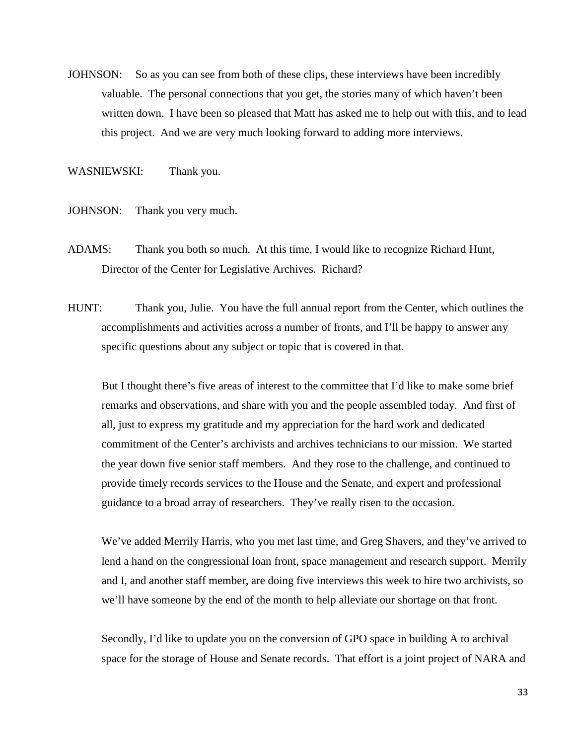JOHNSON: So as you can see from both of these clips, these interviews have been incredibly valuable. The personal connections that you get, the stories many of which haven't been written down. I have been so pleased that Matt has asked me to help out with this, and to lead this project. And we are very much looking forward to adding more interviews.

WASNIEWSKI: Thank you.

JOHNSON: Thank you very much.

ADAMS: Thank you both so much. At this time, I would like to recognize Richard Hunt, Director of the Center for Legislative Archives. Richard?

HUNT: Thank you, Julie. You have the full annual report from the Center, which outlines the accomplishments and activities across a number of fronts, and I'll be happy to answer any specific questions about any subject or topic that is covered in that.

But I thought there's five areas of interest to the committee that I'd like to make some brief remarks and observations, and share with you and the people assembled today. And first of all, just to express my gratitude and my appreciation for the hard work and dedicated commitment of the Center's archivists and archives technicians to our mission. We started the year down five senior staff members. And they rose to the challenge, and continued to provide timely records services to the House and the Senate, and expert and professional guidance to a broad array of researchers. They've really risen to the occasion.

We've added Merrily Harris, who you met last time, and Greg Shavers, and they've arrived to lend a hand on the congressional loan front, space management and research support. Merrily and I, and another staff member, are doing five interviews this week to hire two archivists, so we'll have someone by the end of the month to help alleviate our shortage on that front.

Secondly, I'd like to update you on the conversion of GPO space in building A to archival space for the storage of House and Senate records. That effort is a joint project of NARA and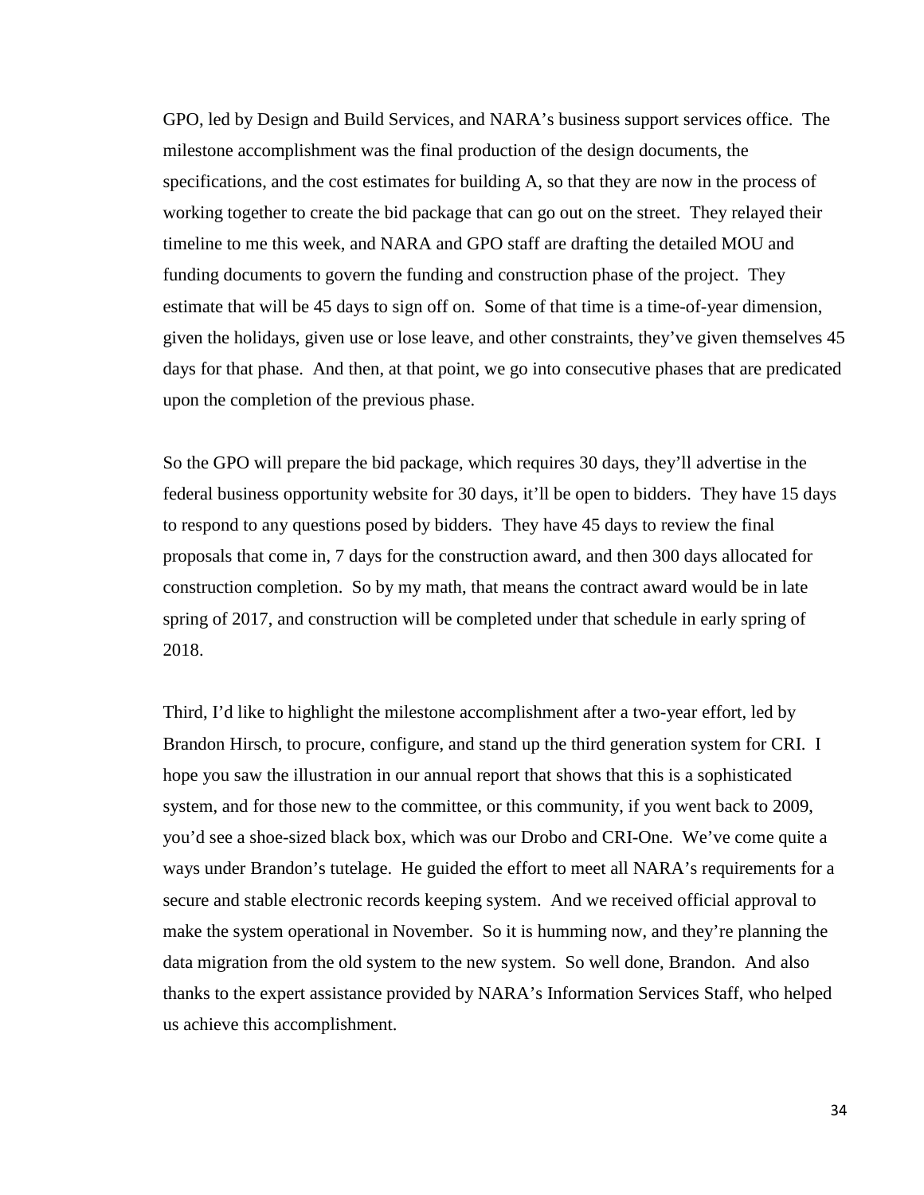GPO, led by Design and Build Services, and NARA's business support services office. The milestone accomplishment was the final production of the design documents, the specifications, and the cost estimates for building A, so that they are now in the process of working together to create the bid package that can go out on the street. They relayed their timeline to me this week, and NARA and GPO staff are drafting the detailed MOU and funding documents to govern the funding and construction phase of the project. They estimate that will be 45 days to sign off on. Some of that time is a time-of-year dimension, given the holidays, given use or lose leave, and other constraints, they've given themselves 45 days for that phase. And then, at that point, we go into consecutive phases that are predicated upon the completion of the previous phase.

So the GPO will prepare the bid package, which requires 30 days, they'll advertise in the federal business opportunity website for 30 days, it'll be open to bidders. They have 15 days to respond to any questions posed by bidders. They have 45 days to review the final proposals that come in, 7 days for the construction award, and then 300 days allocated for construction completion. So by my math, that means the contract award would be in late spring of 2017, and construction will be completed under that schedule in early spring of 2018.

Third, I'd like to highlight the milestone accomplishment after a two-year effort, led by Brandon Hirsch, to procure, configure, and stand up the third generation system for CRI. I hope you saw the illustration in our annual report that shows that this is a sophisticated system, and for those new to the committee, or this community, if you went back to 2009, you'd see a shoe-sized black box, which was our Drobo and CRI-One. We've come quite a ways under Brandon's tutelage. He guided the effort to meet all NARA's requirements for a secure and stable electronic records keeping system. And we received official approval to make the system operational in November. So it is humming now, and they're planning the data migration from the old system to the new system. So well done, Brandon. And also thanks to the expert assistance provided by NARA's Information Services Staff, who helped us achieve this accomplishment.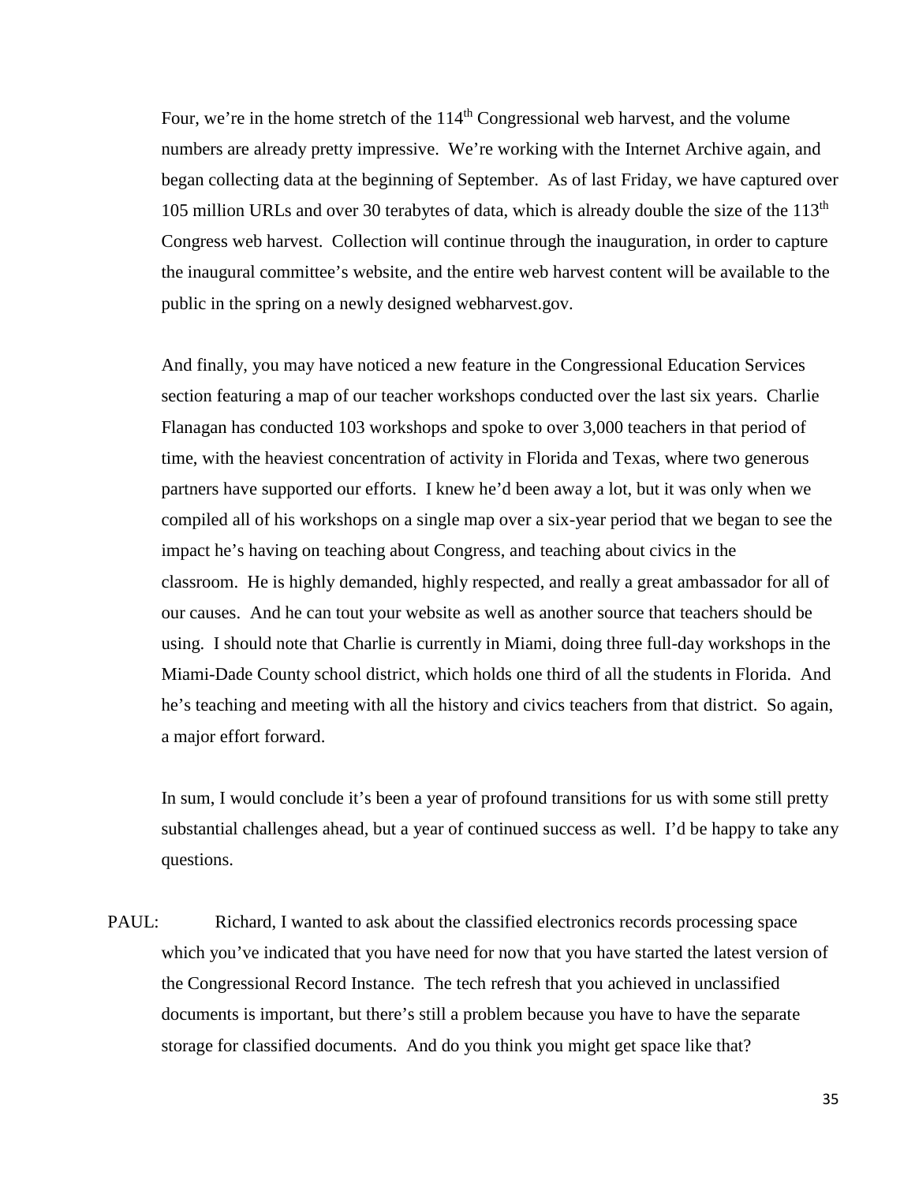Four, we're in the home stretch of the 114th Congressional web harvest, and the volume numbers are already pretty impressive. We're working with the Internet Archive again, and began collecting data at the beginning of September. As of last Friday, we have captured over 105 million URLs and over 30 terabytes of data, which is already double the size of the 113th Congress web harvest. Collection will continue through the inauguration, in order to capture the inaugural committee's website, and the entire web harvest content will be available to the public in the spring on a newly designed webharvest.gov.

And finally, you may have noticed a new feature in the Congressional Education Services section featuring a map of our teacher workshops conducted over the last six years. Charlie Flanagan has conducted 103 workshops and spoke to over 3,000 teachers in that period of time, with the heaviest concentration of activity in Florida and Texas, where two generous partners have supported our efforts. I knew he'd been away a lot, but it was only when we compiled all of his workshops on a single map over a six-year period that we began to see the impact he's having on teaching about Congress, and teaching about civics in the classroom. He is highly demanded, highly respected, and really a great ambassador for all of our causes. And he can tout your website as well as another source that teachers should be using. I should note that Charlie is currently in Miami, doing three full-day workshops in the Miami-Dade County school district, which holds one third of all the students in Florida. And he's teaching and meeting with all the history and civics teachers from that district. So again, a major effort forward.

In sum, I would conclude it's been a year of profound transitions for us with some still pretty substantial challenges ahead, but a year of continued success as well. I'd be happy to take any questions.

PAUL: Richard, I wanted to ask about the classified electronics records processing space which you've indicated that you have need for now that you have started the latest version of the Congressional Record Instance. The tech refresh that you achieved in unclassified documents is important, but there's still a problem because you have to have the separate storage for classified documents. And do you think you might get space like that?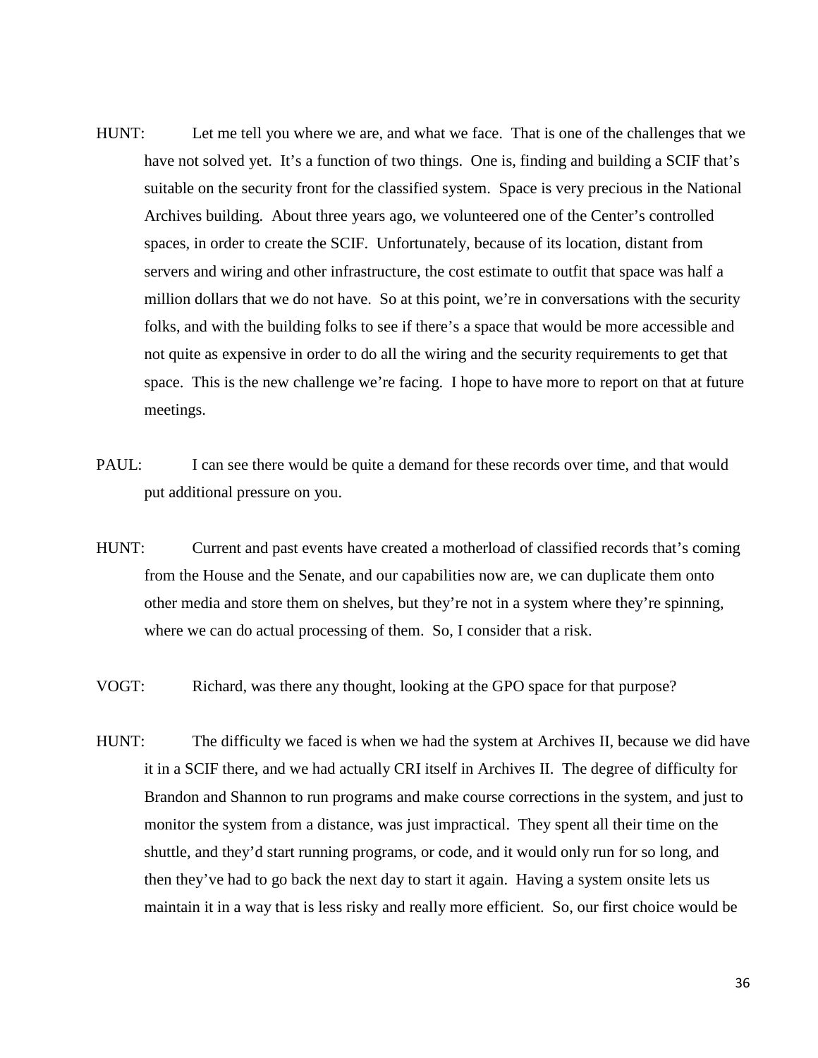HUNT: Let me tell you where we are, and what we face. That is one of the challenges that we have not solved yet. It's a function of two things. One is, finding and building a SCIF that's suitable on the security front for the classified system. Space is very precious in the National Archives building. About three years ago, we volunteered one of the Center's controlled spaces, in order to create the SCIF. Unfortunately, because of its location, distant from servers and wiring and other infrastructure, the cost estimate to outfit that space was half a million dollars that we do not have. So at this point, we're in conversations with the security folks, and with the building folks to see if there's a space that would be more accessible and not quite as expensive in order to do all the wiring and the security requirements to get that space. This is the new challenge we're facing. I hope to have more to report on that at future meetings.

PAUL: I can see there would be quite a demand for these records over time, and that would put additional pressure on you.

HUNT: Current and past events have created a motherload of classified records that's coming from the House and the Senate, and our capabilities now are, we can duplicate them onto other media and store them on shelves, but they're not in a system where they're spinning, where we can do actual processing of them. So, I consider that a risk.

VOGT: Richard, was there any thought, looking at the GPO space for that purpose?

HUNT: The difficulty we faced is when we had the system at Archives II, because we did have it in a SCIF there, and we had actually CRI itself in Archives II. The degree of difficulty for Brandon and Shannon to run programs and make course corrections in the system, and just to monitor the system from a distance, was just impractical. They spent all their time on the shuttle, and they'd start running programs, or code, and it would only run for so long, and then they've had to go back the next day to start it again. Having a system onsite lets us maintain it in a way that is less risky and really more efficient. So, our first choice would be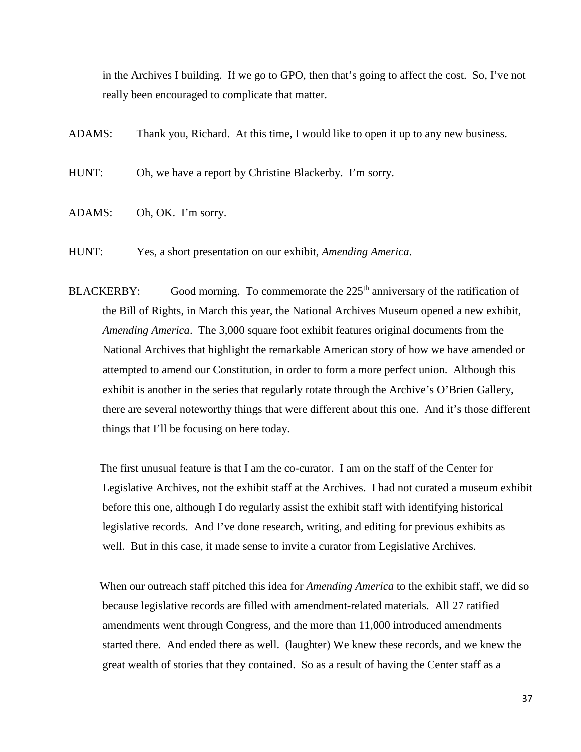in the Archives I building. If we go to GPO, then that's going to affect the cost. So, I've not really been encouraged to complicate that matter.

ADAMS: Thank you, Richard. At this time, I would like to open it up to any new business.

HUNT: Oh, we have a report by Christine Blackerby. I'm sorry.

ADAMS: Oh, OK. I'm sorry.

HUNT: Yes, a short presentation on our exhibit, *Amending America*.

BLACKERBY: Good morning. To commemorate the 225th anniversary of the ratification of the Bill of Rights, in March this year, the National Archives Museum opened a new exhibit, *Amending America*. The 3,000 square foot exhibit features original documents from the National Archives that highlight the remarkable American story of how we have amended or attempted to amend our Constitution, in order to form a more perfect union. Although this exhibit is another in the series that regularly rotate through the Archive's O'Brien Gallery, there are several noteworthy things that were different about this one. And it's those different things that I'll be focusing on here today.

The first unusual feature is that I am the co-curator. I am on the staff of the Center for Legislative Archives, not the exhibit staff at the Archives. I had not curated a museum exhibit before this one, although I do regularly assist the exhibit staff with identifying historical legislative records. And I've done research, writing, and editing for previous exhibits as well. But in this case, it made sense to invite a curator from Legislative Archives.

When our outreach staff pitched this idea for *Amending America* to the exhibit staff, we did so because legislative records are filled with amendment-related materials. All 27 ratified amendments went through Congress, and the more than 11,000 introduced amendments started there. And ended there as well. (laughter) We knew these records, and we knew the great wealth of stories that they contained. So as a result of having the Center staff as a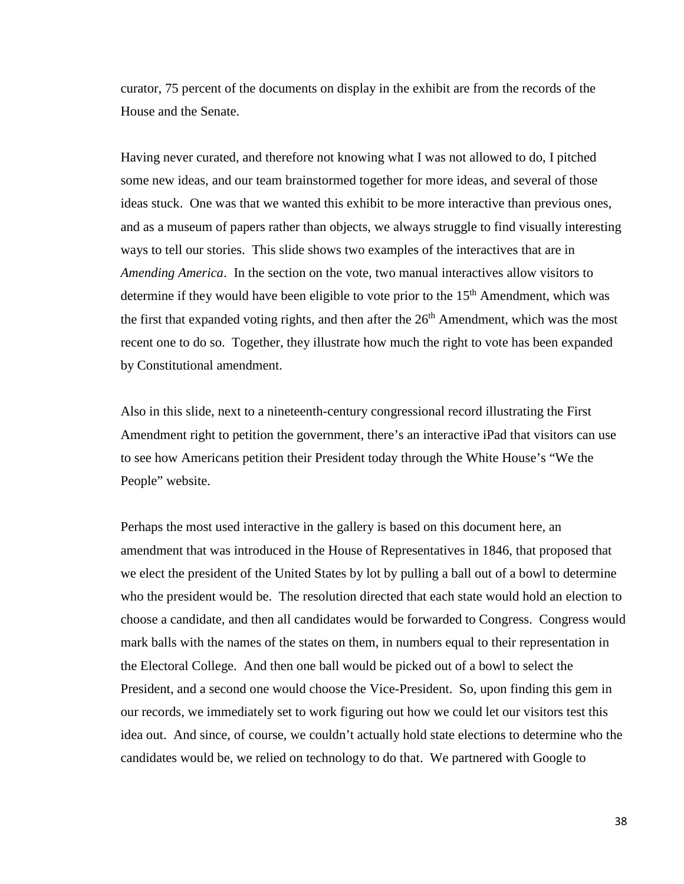curator, 75 percent of the documents on display in the exhibit are from the records of the House and the Senate.

Having never curated, and therefore not knowing what I was not allowed to do, I pitched some new ideas, and our team brainstormed together for more ideas, and several of those ideas stuck. One was that we wanted this exhibit to be more interactive than previous ones, and as a museum of papers rather than objects, we always struggle to find visually interesting ways to tell our stories. This slide shows two examples of the interactives that are in *Amending America*. In the section on the vote, two manual interactives allow visitors to determine if they would have been eligible to vote prior to the 15th Amendment, which was the first that expanded voting rights, and then after the 26th Amendment, which was the most recent one to do so. Together, they illustrate how much the right to vote has been expanded by Constitutional amendment.

Also in this slide, next to a nineteenth-century congressional record illustrating the First Amendment right to petition the government, there's an interactive iPad that visitors can use to see how Americans petition their President today through the White House's "We the People" website.

Perhaps the most used interactive in the gallery is based on this document here, an amendment that was introduced in the House of Representatives in 1846, that proposed that we elect the president of the United States by lot by pulling a ball out of a bowl to determine who the president would be. The resolution directed that each state would hold an election to choose a candidate, and then all candidates would be forwarded to Congress. Congress would mark balls with the names of the states on them, in numbers equal to their representation in the Electoral College. And then one ball would be picked out of a bowl to select the President, and a second one would choose the Vice-President. So, upon finding this gem in our records, we immediately set to work figuring out how we could let our visitors test this idea out. And since, of course, we couldn't actually hold state elections to determine who the candidates would be, we relied on technology to do that. We partnered with Google to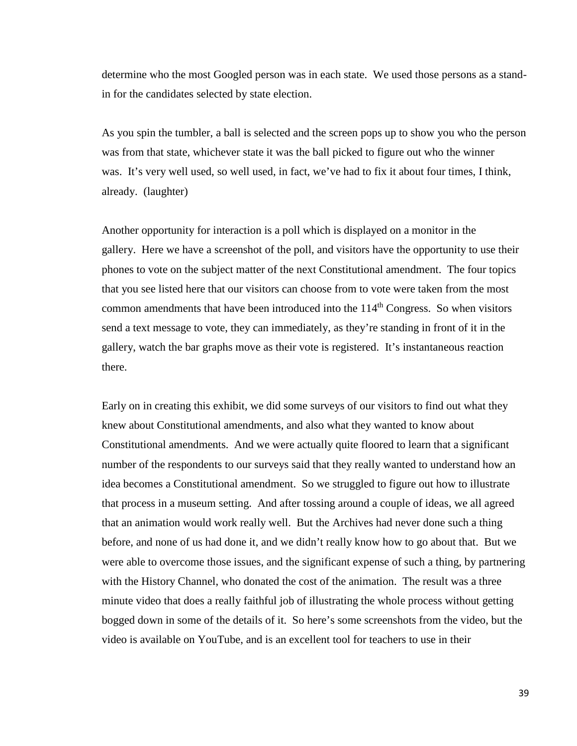determine who the most Googled person was in each state. We used those persons as a stand-in for the candidates selected by state election.

As you spin the tumbler, a ball is selected and the screen pops up to show you who the person was from that state, whichever state it was the ball picked to figure out who the winner was. It's very well used, so well used, in fact, we've had to fix it about four times, I think, already. (laughter)

Another opportunity for interaction is a poll which is displayed on a monitor in the gallery. Here we have a screenshot of the poll, and visitors have the opportunity to use their phones to vote on the subject matter of the next Constitutional amendment. The four topics that you see listed here that our visitors can choose from to vote were taken from the most common amendments that have been introduced into the 114th Congress. So when visitors send a text message to vote, they can immediately, as they're standing in front of it in the gallery, watch the bar graphs move as their vote is registered. It's instantaneous reaction there.

Early on in creating this exhibit, we did some surveys of our visitors to find out what they knew about Constitutional amendments, and also what they wanted to know about Constitutional amendments. And we were actually quite floored to learn that a significant number of the respondents to our surveys said that they really wanted to understand how an idea becomes a Constitutional amendment. So we struggled to figure out how to illustrate that process in a museum setting. And after tossing around a couple of ideas, we all agreed that an animation would work really well. But the Archives had never done such a thing before, and none of us had done it, and we didn't really know how to go about that. But we were able to overcome those issues, and the significant expense of such a thing, by partnering with the History Channel, who donated the cost of the animation. The result was a three minute video that does a really faithful job of illustrating the whole process without getting bogged down in some of the details of it. So here's some screenshots from the video, but the video is available on YouTube, and is an excellent tool for teachers to use in their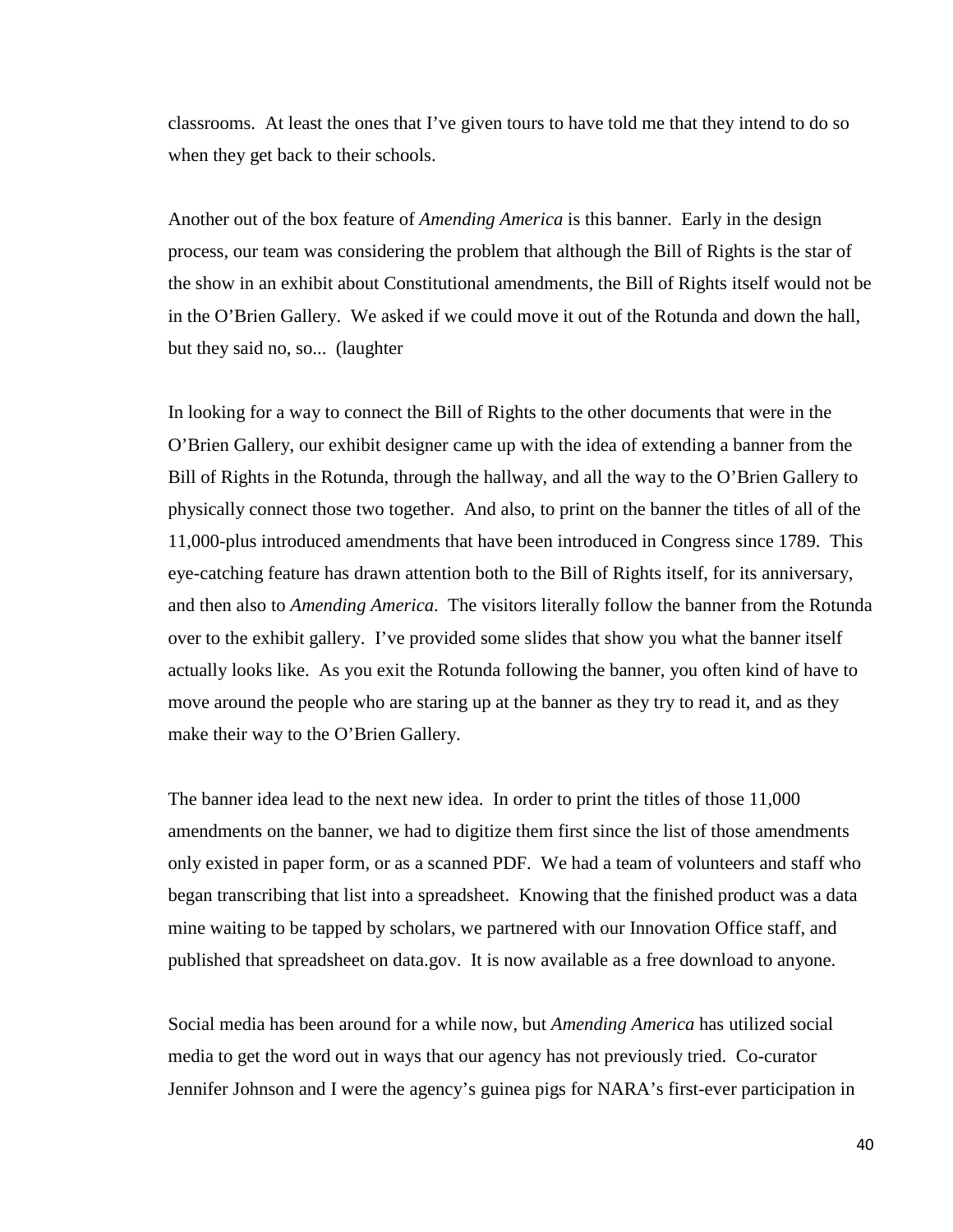classrooms. At least the ones that I've given tours to have told me that they intend to do so when they get back to their schools.

Another out of the box feature of *Amending America* is this banner. Early in the design process, our team was considering the problem that although the Bill of Rights is the star of the show in an exhibit about Constitutional amendments, the Bill of Rights itself would not be in the O'Brien Gallery. We asked if we could move it out of the Rotunda and down the hall, but they said no, so... (laughter

In looking for a way to connect the Bill of Rights to the other documents that were in the O'Brien Gallery, our exhibit designer came up with the idea of extending a banner from the Bill of Rights in the Rotunda, through the hallway, and all the way to the O'Brien Gallery to physically connect those two together. And also, to print on the banner the titles of all of the 11,000-plus introduced amendments that have been introduced in Congress since 1789. This eye-catching feature has drawn attention both to the Bill of Rights itself, for its anniversary, and then also to *Amending America*. The visitors literally follow the banner from the Rotunda over to the exhibit gallery. I've provided some slides that show you what the banner itself actually looks like. As you exit the Rotunda following the banner, you often kind of have to move around the people who are staring up at the banner as they try to read it, and as they make their way to the O'Brien Gallery.

The banner idea lead to the next new idea. In order to print the titles of those 11,000 amendments on the banner, we had to digitize them first since the list of those amendments only existed in paper form, or as a scanned PDF. We had a team of volunteers and staff who began transcribing that list into a spreadsheet. Knowing that the finished product was a data mine waiting to be tapped by scholars, we partnered with our Innovation Office staff, and published that spreadsheet on data.gov. It is now available as a free download to anyone.

Social media has been around for a while now, but *Amending America* has utilized social media to get the word out in ways that our agency has not previously tried. Co-curator Jennifer Johnson and I were the agency's guinea pigs for NARA's first-ever participation in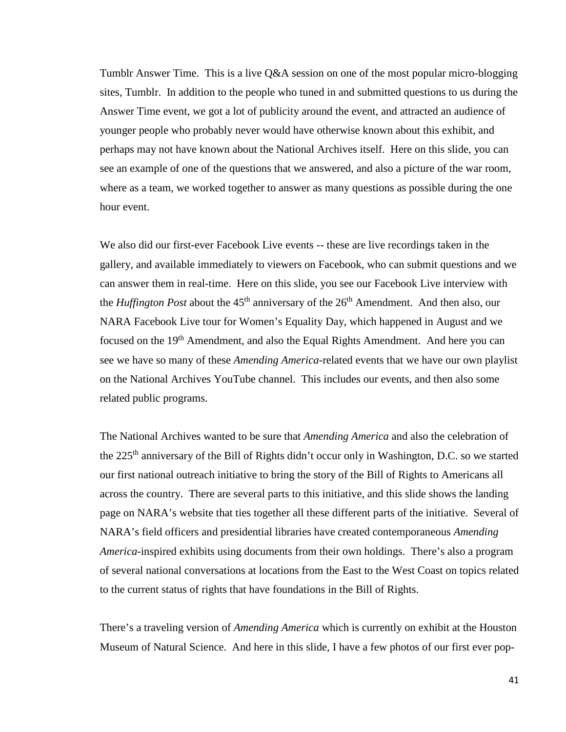Tumblr Answer Time. This is a live Q&A session on one of the most popular micro-blogging sites, Tumblr. In addition to the people who tuned in and submitted questions to us during the Answer Time event, we got a lot of publicity around the event, and attracted an audience of younger people who probably never would have otherwise known about this exhibit, and perhaps may not have known about the National Archives itself. Here on this slide, you can see an example of one of the questions that we answered, and also a picture of the war room, where as a team, we worked together to answer as many questions as possible during the one hour event.

We also did our first-ever Facebook Live events -- these are live recordings taken in the gallery, and available immediately to viewers on Facebook, who can submit questions and we can answer them in real-time. Here on this slide, you see our Facebook Live interview with the *Huffington Post* about the 45th anniversary of the 26th Amendment. And then also, our NARA Facebook Live tour for Women's Equality Day, which happened in August and we focused on the 19th Amendment, and also the Equal Rights Amendment. And here you can see we have so many of these *Amending America*-related events that we have our own playlist on the National Archives YouTube channel. This includes our events, and then also some related public programs.

The National Archives wanted to be sure that *Amending America* and also the celebration of the 225th anniversary of the Bill of Rights didn't occur only in Washington, D.C. so we started our first national outreach initiative to bring the story of the Bill of Rights to Americans all across the country. There are several parts to this initiative, and this slide shows the landing page on NARA's website that ties together all these different parts of the initiative. Several of NARA's field officers and presidential libraries have created contemporaneous *Amending America*-inspired exhibits using documents from their own holdings. There's also a program of several national conversations at locations from the East to the West Coast on topics related to the current status of rights that have foundations in the Bill of Rights.

There's a traveling version of *Amending America* which is currently on exhibit at the Houston Museum of Natural Science. And here in this slide, I have a few photos of our first ever pop-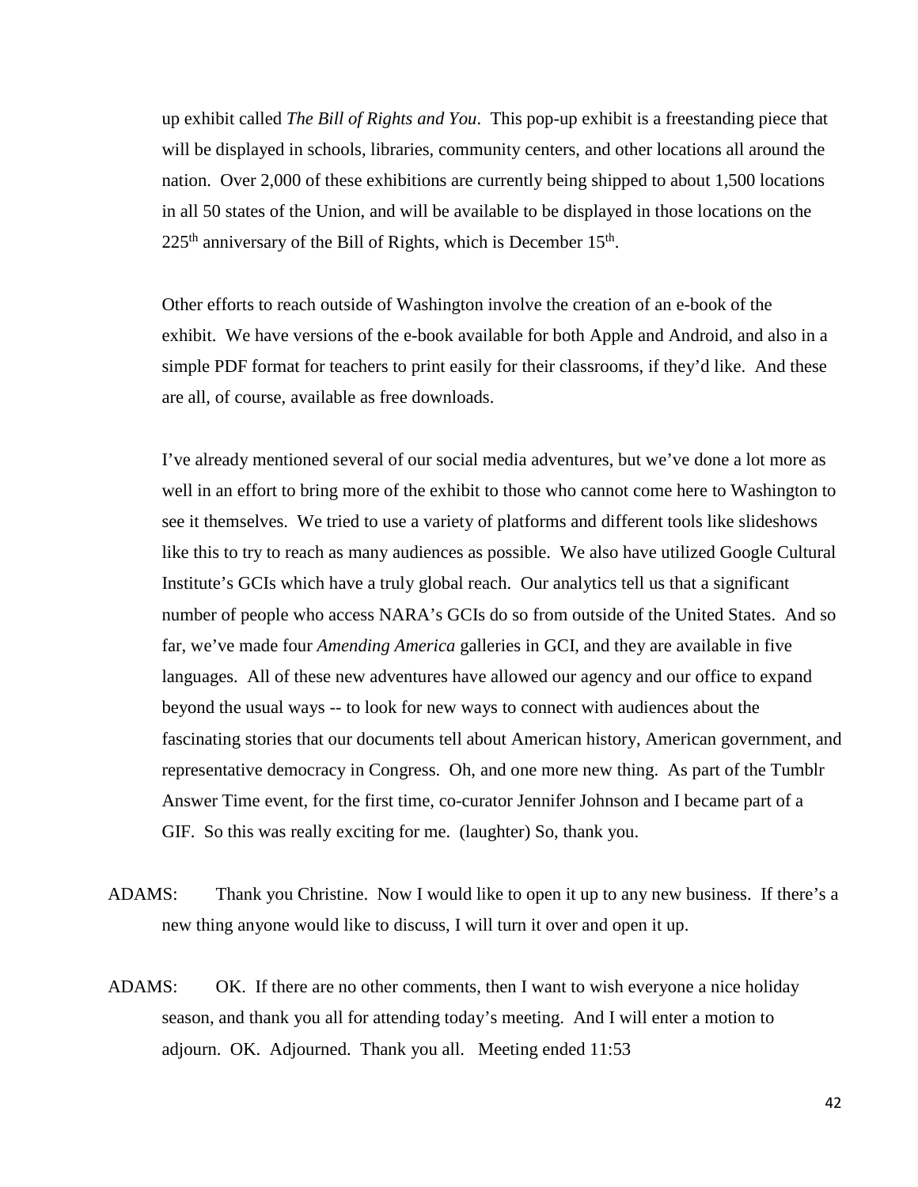up exhibit called *The Bill of Rights and You*. This pop-up exhibit is a freestanding piece that will be displayed in schools, libraries, community centers, and other locations all around the nation. Over 2,000 of these exhibitions are currently being shipped to about 1,500 locations in all 50 states of the Union, and will be available to be displayed in those locations on the 225th anniversary of the Bill of Rights, which is December 15th.

Other efforts to reach outside of Washington involve the creation of an e-book of the exhibit. We have versions of the e-book available for both Apple and Android, and also in a simple PDF format for teachers to print easily for their classrooms, if they'd like. And these are all, of course, available as free downloads.

I've already mentioned several of our social media adventures, but we've done a lot more as well in an effort to bring more of the exhibit to those who cannot come here to Washington to see it themselves. We tried to use a variety of platforms and different tools like slideshows like this to try to reach as many audiences as possible. We also have utilized Google Cultural Institute's GCIs which have a truly global reach. Our analytics tell us that a significant number of people who access NARA's GCIs do so from outside of the United States. And so far, we've made four *Amending America* galleries in GCI, and they are available in five languages. All of these new adventures have allowed our agency and our office to expand beyond the usual ways -- to look for new ways to connect with audiences about the fascinating stories that our documents tell about American history, American government, and representative democracy in Congress. Oh, and one more new thing. As part of the Tumblr Answer Time event, for the first time, co-curator Jennifer Johnson and I became part of a GIF. So this was really exciting for me. (laughter) So, thank you.

ADAMS: Thank you Christine. Now I would like to open it up to any new business. If there's a new thing anyone would like to discuss, I will turn it over and open it up.

ADAMS: OK. If there are no other comments, then I want to wish everyone a nice holiday season, and thank you all for attending today's meeting. And I will enter a motion to adjourn. OK. Adjourned. Thank you all. Meeting ended 11:53